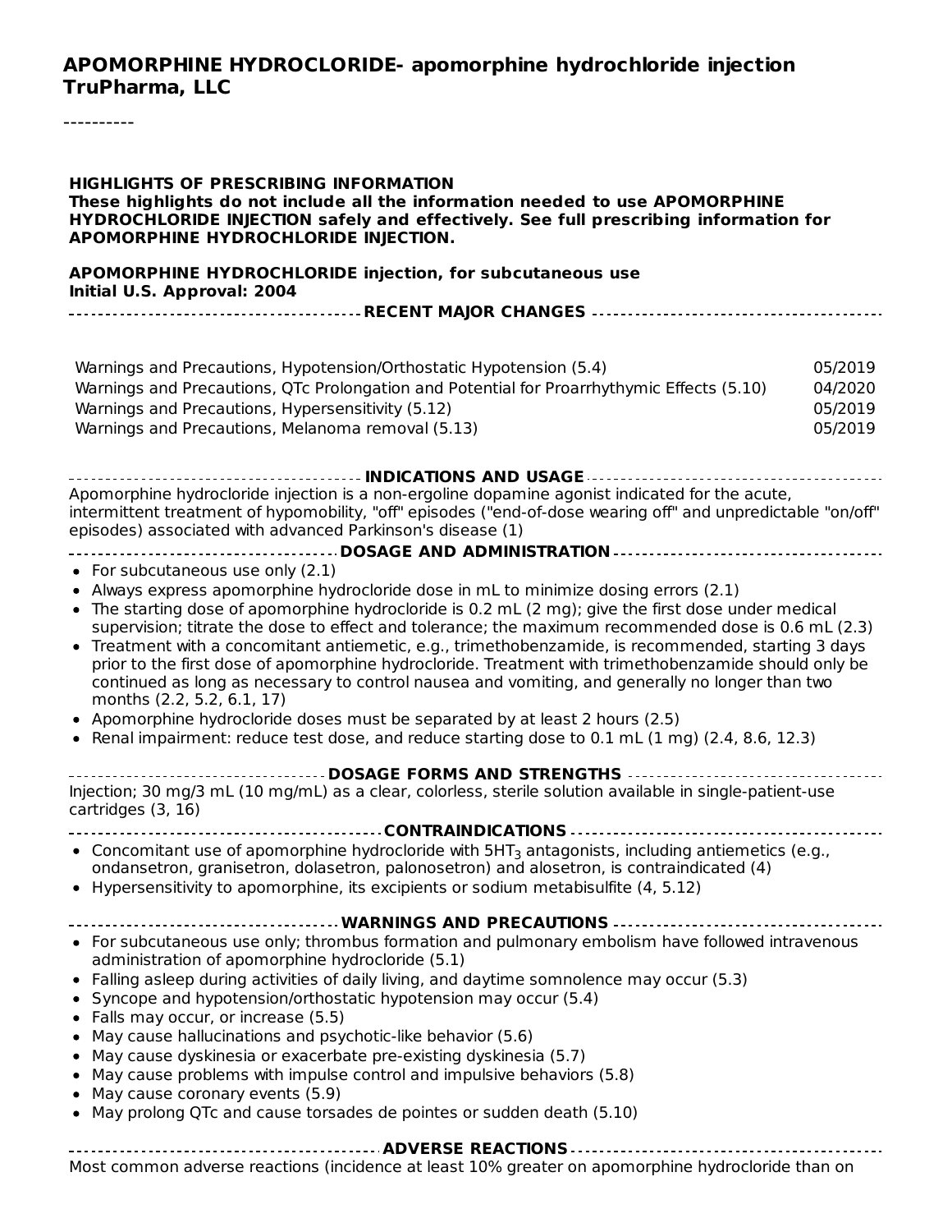# APOMORPHINE HYDROCLORIDE- apomorphine hydrochloride injection
# TruPharma, LLC

----------

**HIGHLIGHTS OF PRESCRIBING INFORMATION**
**These highlights do not include all the information needed to use APOMORPHINE HYDROCHLORIDE INJECTION safely and effectively. See full prescribing information for APOMORPHINE HYDROCHLORIDE INJECTION.**

**APOMORPHINE HYDROCHLORIDE injection, for subcutaneous use**
**Initial U.S. Approval: 2004**

## RECENT MAJOR CHANGES

| | |
|---|---|
| Warnings and Precautions, Hypotension/Orthostatic Hypotension (5.4) | 05/2019 |
| Warnings and Precautions, QTc Prolongation and Potential for Proarrhythymic Effects (5.10) | 04/2020 |
| Warnings and Precautions, Hypersensitivity (5.12) | 05/2019 |
| Warnings and Precautions, Melanoma removal (5.13) | 05/2019 |

## INDICATIONS AND USAGE

Apomorphine hydrocloride injection is a non-ergoline dopamine agonist indicated for the acute, intermittent treatment of hypomobility, "off" episodes ("end-of-dose wearing off" and unpredictable "on/off" episodes) associated with advanced Parkinson's disease (1)

## DOSAGE AND ADMINISTRATION

- For subcutaneous use only (2.1)
- Always express apomorphine hydrocloride dose in mL to minimize dosing errors (2.1)
- The starting dose of apomorphine hydrocloride is 0.2 mL (2 mg); give the first dose under medical supervision; titrate the dose to effect and tolerance; the maximum recommended dose is 0.6 mL (2.3)
- Treatment with a concomitant antiemetic, e.g., trimethobenzamide, is recommended, starting 3 days prior to the first dose of apomorphine hydrocloride. Treatment with trimethobenzamide should only be continued as long as necessary to control nausea and vomiting, and generally no longer than two months (2.2, 5.2, 6.1, 17)
- Apomorphine hydrocloride doses must be separated by at least 2 hours (2.5)
- Renal impairment: reduce test dose, and reduce starting dose to 0.1 mL (1 mg) (2.4, 8.6, 12.3)

## DOSAGE FORMS AND STRENGTHS

Injection; 30 mg/3 mL (10 mg/mL) as a clear, colorless, sterile solution available in single-patient-use cartridges (3, 16)

## CONTRAINDICATIONS

- Concomitant use of apomorphine hydrocloride with $5HT_3$ antagonists, including antiemetics (e.g., ondansetron, granisetron, dolasetron, palonosetron) and alosetron, is contraindicated (4)
- Hypersensitivity to apomorphine, its excipients or sodium metabisulfite (4, 5.12)

## WARNINGS AND PRECAUTIONS

- For subcutaneous use only; thrombus formation and pulmonary embolism have followed intravenous administration of apomorphine hydrocloride (5.1)
- Falling asleep during activities of daily living, and daytime somnolence may occur (5.3)
- Syncope and hypotension/orthostatic hypotension may occur (5.4)
- Falls may occur, or increase (5.5)
- May cause hallucinations and psychotic-like behavior (5.6)
- May cause dyskinesia or exacerbate pre-existing dyskinesia (5.7)
- May cause problems with impulse control and impulsive behaviors (5.8)
- May cause coronary events (5.9)
- May prolong QTc and cause torsades de pointes or sudden death (5.10)

## ADVERSE REACTIONS

Most common adverse reactions (incidence at least 10% greater on apomorphine hydrocloride than on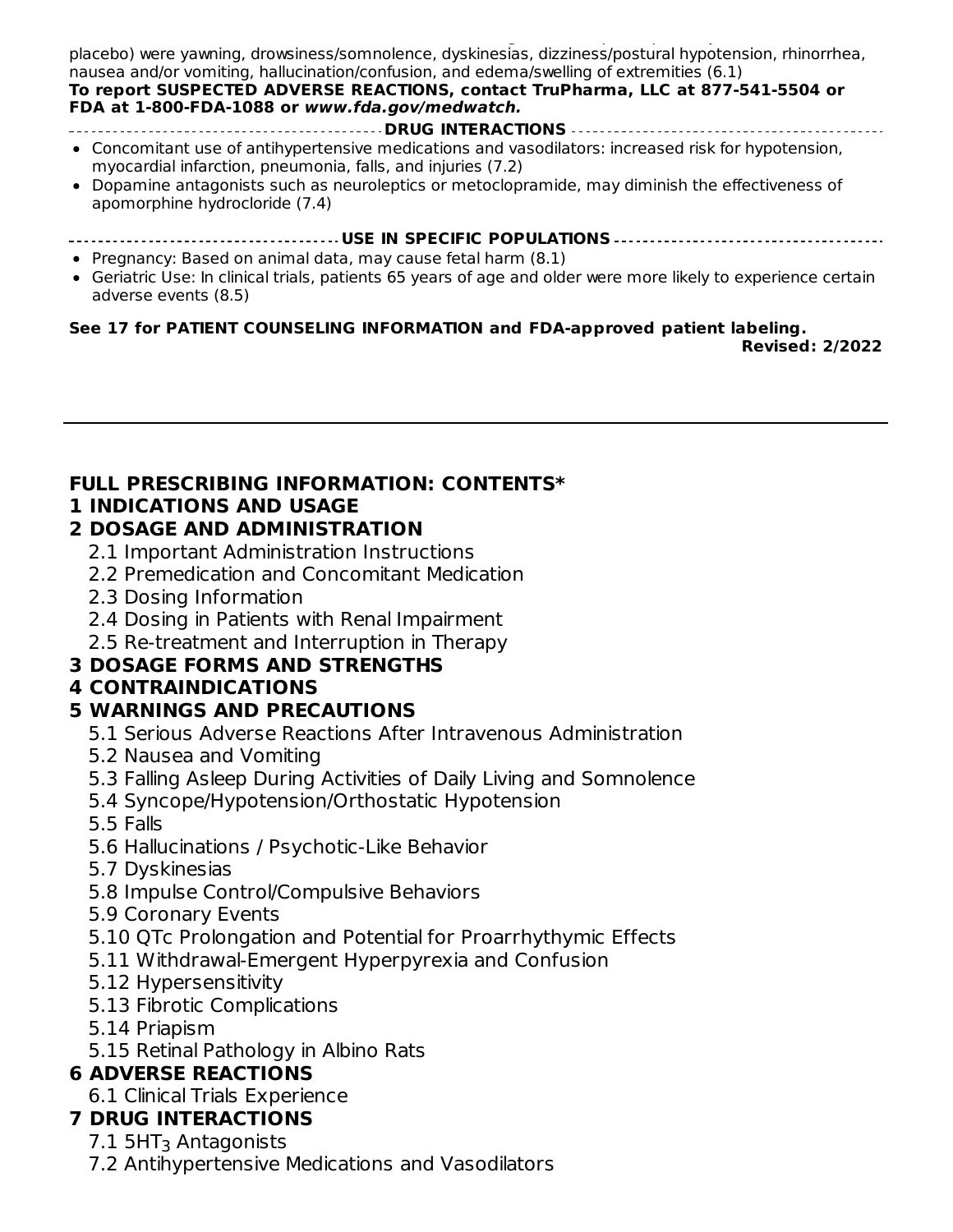placebo) were yawning, drowsiness/somnolence, dyskinesias, dizziness/postural hypotension, rhinorrhea, nausea and/or vomiting, hallucination/confusion, and edema/swelling of extremities (6.1)

**To report SUSPECTED ADVERSE REACTIONS, contact TruPharma, LLC at 877-541-5504 or FDA at 1-800-FDA-1088 or *www.fda.gov/medwatch.***

**DRUG INTERACTIONS**

- Concomitant use of antihypertensive medications and vasodilators: increased risk for hypotension, myocardial infarction, pneumonia, falls, and injuries (7.2)
- Dopamine antagonists such as neuroleptics or metoclopramide, may diminish the effectiveness of apomorphine hydrocloride (7.4)

**USE IN SPECIFIC POPULATIONS**

- Pregnancy: Based on animal data, may cause fetal harm (8.1)
- Geriatric Use: In clinical trials, patients 65 years of age and older were more likely to experience certain adverse events (8.5)

**See 17 for PATIENT COUNSELING INFORMATION and FDA-approved patient labeling.**

**Revised: 2/2022**

---

## FULL PRESCRIBING INFORMATION: CONTENTS*

**1 INDICATIONS AND USAGE**

**2 DOSAGE AND ADMINISTRATION**

- 2.1 Important Administration Instructions
- 2.2 Premedication and Concomitant Medication
- 2.3 Dosing Information
- 2.4 Dosing in Patients with Renal Impairment
- 2.5 Re-treatment and Interruption in Therapy

**3 DOSAGE FORMS AND STRENGTHS**

**4 CONTRAINDICATIONS**

**5 WARNINGS AND PRECAUTIONS**

- 5.1 Serious Adverse Reactions After Intravenous Administration
- 5.2 Nausea and Vomiting
- 5.3 Falling Asleep During Activities of Daily Living and Somnolence
- 5.4 Syncope/Hypotension/Orthostatic Hypotension
- 5.5 Falls
- 5.6 Hallucinations / Psychotic-Like Behavior
- 5.7 Dyskinesias
- 5.8 Impulse Control/Compulsive Behaviors
- 5.9 Coronary Events
- 5.10 QTc Prolongation and Potential for Proarrhythymic Effects
- 5.11 Withdrawal-Emergent Hyperpyrexia and Confusion
- 5.12 Hypersensitivity
- 5.13 Fibrotic Complications
- 5.14 Priapism
- 5.15 Retinal Pathology in Albino Rats

**6 ADVERSE REACTIONS**

- 6.1 Clinical Trials Experience

**7 DRUG INTERACTIONS**

- 7.1 $5HT_3$ Antagonists
- 7.2 Antihypertensive Medications and Vasodilators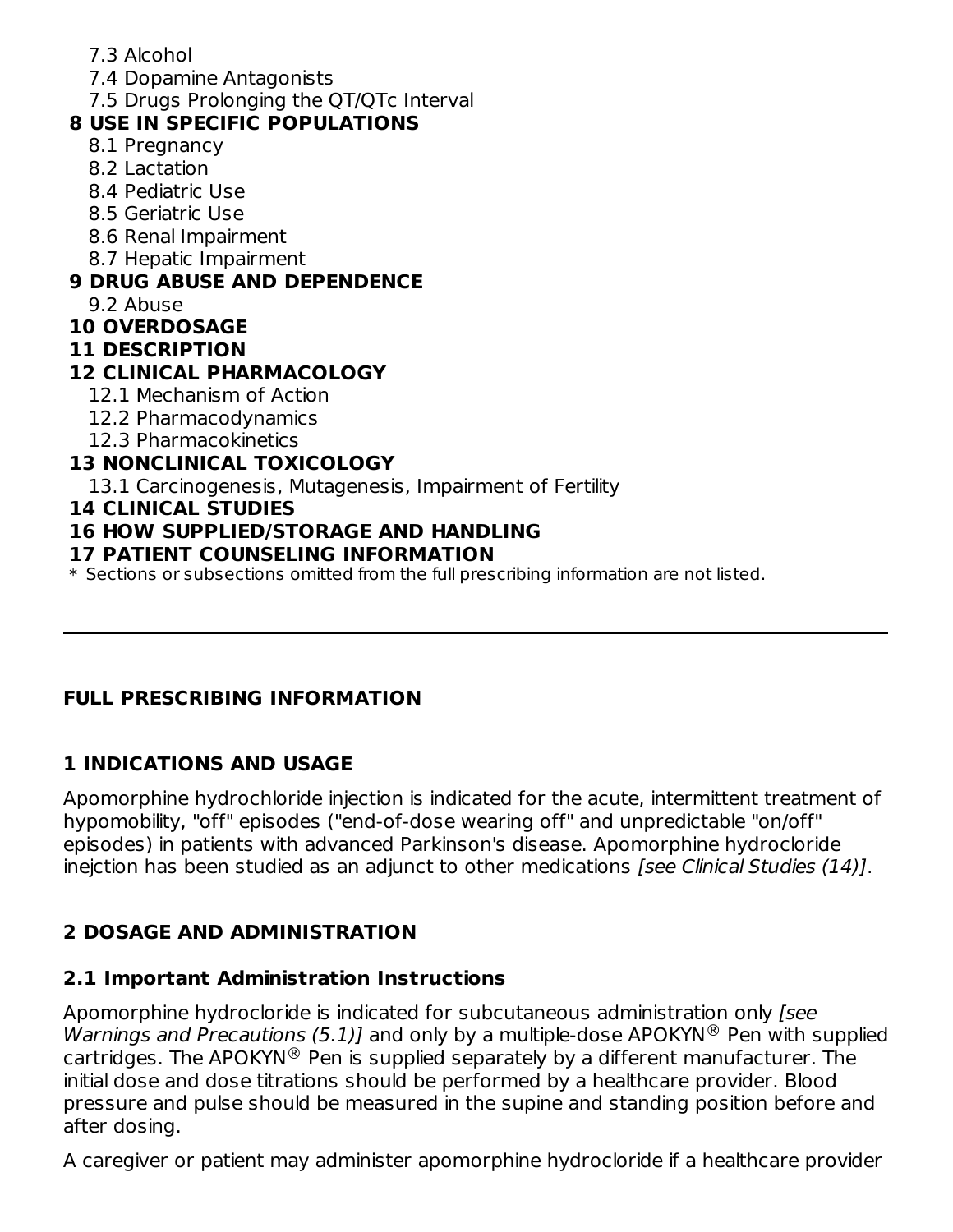7.3 Alcohol
7.4 Dopamine Antagonists
7.5 Drugs Prolonging the QT/QTc Interval

**8 USE IN SPECIFIC POPULATIONS**

8.1 Pregnancy
8.2 Lactation
8.4 Pediatric Use
8.5 Geriatric Use
8.6 Renal Impairment
8.7 Hepatic Impairment

**9 DRUG ABUSE AND DEPENDENCE**

9.2 Abuse

**10 OVERDOSAGE**

**11 DESCRIPTION**

**12 CLINICAL PHARMACOLOGY**

12.1 Mechanism of Action
12.2 Pharmacodynamics
12.3 Pharmacokinetics

**13 NONCLINICAL TOXICOLOGY**

13.1 Carcinogenesis, Mutagenesis, Impairment of Fertility

**14 CLINICAL STUDIES**

**16 HOW SUPPLIED/STORAGE AND HANDLING**

**17 PATIENT COUNSELING INFORMATION**

\* Sections or subsections omitted from the full prescribing information are not listed.

---

## FULL PRESCRIBING INFORMATION

### 1 INDICATIONS AND USAGE

Apomorphine hydrochloride injection is indicated for the acute, intermittent treatment of hypomobility, "off" episodes ("end-of-dose wearing off" and unpredictable "on/off" episodes) in patients with advanced Parkinson's disease. Apomorphine hydrocloride inejction has been studied as an adjunct to other medications *[see Clinical Studies (14)]*.

### 2 DOSAGE AND ADMINISTRATION

#### 2.1 Important Administration Instructions

Apomorphine hydrocloride is indicated for subcutaneous administration only *[see Warnings and Precautions (5.1)]* and only by a multiple-dose APOKYN® Pen with supplied cartridges. The APOKYN® Pen is supplied separately by a different manufacturer. The initial dose and dose titrations should be performed by a healthcare provider. Blood pressure and pulse should be measured in the supine and standing position before and after dosing.

A caregiver or patient may administer apomorphine hydrocloride if a healthcare provider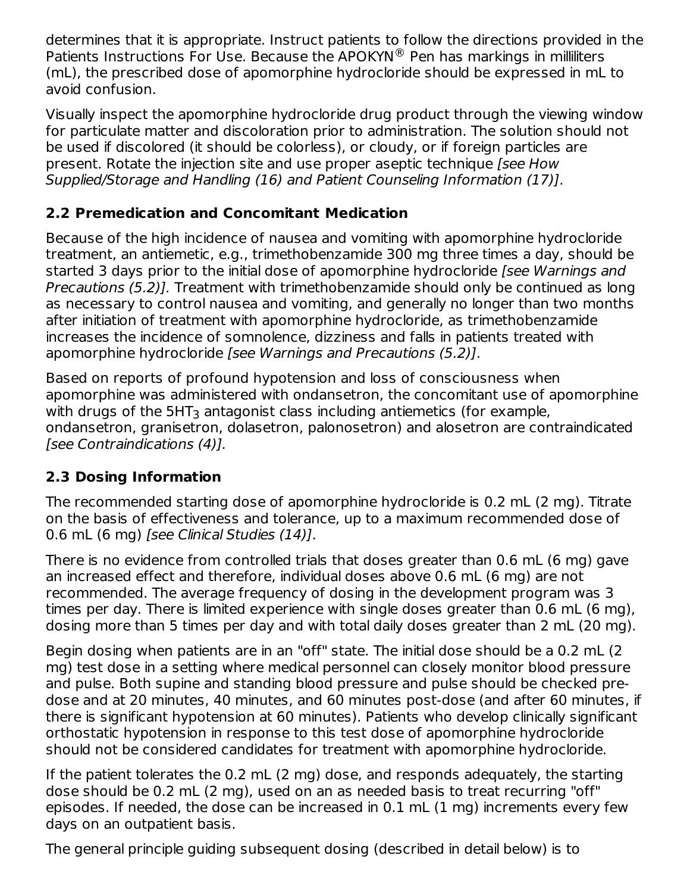determines that it is appropriate. Instruct patients to follow the directions provided in the Patients Instructions For Use. Because the APOKYN® Pen has markings in milliliters (mL), the prescribed dose of apomorphine hydrocloride should be expressed in mL to avoid confusion.

Visually inspect the apomorphine hydrocloride drug product through the viewing window for particulate matter and discoloration prior to administration. The solution should not be used if discolored (it should be colorless), or cloudy, or if foreign particles are present. Rotate the injection site and use proper aseptic technique *[see How Supplied/Storage and Handling (16) and Patient Counseling Information (17)]*.

## 2.2 Premedication and Concomitant Medication

Because of the high incidence of nausea and vomiting with apomorphine hydrocloride treatment, an antiemetic, e.g., trimethobenzamide 300 mg three times a day, should be started 3 days prior to the initial dose of apomorphine hydrocloride *[see Warnings and Precautions (5.2)].* Treatment with trimethobenzamide should only be continued as long as necessary to control nausea and vomiting, and generally no longer than two months after initiation of treatment with apomorphine hydrocloride, as trimethobenzamide increases the incidence of somnolence, dizziness and falls in patients treated with apomorphine hydrocloride *[see Warnings and Precautions (5.2)]*.

Based on reports of profound hypotension and loss of consciousness when apomorphine was administered with ondansetron, the concomitant use of apomorphine with drugs of the $5HT_3$ antagonist class including antiemetics (for example, ondansetron, granisetron, dolasetron, palonosetron) and alosetron are contraindicated *[see Contraindications (4)].*

## 2.3 Dosing Information

The recommended starting dose of apomorphine hydrocloride is 0.2 mL (2 mg). Titrate on the basis of effectiveness and tolerance, up to a maximum recommended dose of 0.6 mL (6 mg) *[see Clinical Studies (14)]*.

There is no evidence from controlled trials that doses greater than 0.6 mL (6 mg) gave an increased effect and therefore, individual doses above 0.6 mL (6 mg) are not recommended. The average frequency of dosing in the development program was 3 times per day. There is limited experience with single doses greater than 0.6 mL (6 mg), dosing more than 5 times per day and with total daily doses greater than 2 mL (20 mg).

Begin dosing when patients are in an "off" state. The initial dose should be a 0.2 mL (2 mg) test dose in a setting where medical personnel can closely monitor blood pressure and pulse. Both supine and standing blood pressure and pulse should be checked pre-dose and at 20 minutes, 40 minutes, and 60 minutes post-dose (and after 60 minutes, if there is significant hypotension at 60 minutes). Patients who develop clinically significant orthostatic hypotension in response to this test dose of apomorphine hydrocloride should not be considered candidates for treatment with apomorphine hydrocloride.

If the patient tolerates the 0.2 mL (2 mg) dose, and responds adequately, the starting dose should be 0.2 mL (2 mg), used on an as needed basis to treat recurring "off" episodes. If needed, the dose can be increased in 0.1 mL (1 mg) increments every few days on an outpatient basis.

The general principle guiding subsequent dosing (described in detail below) is to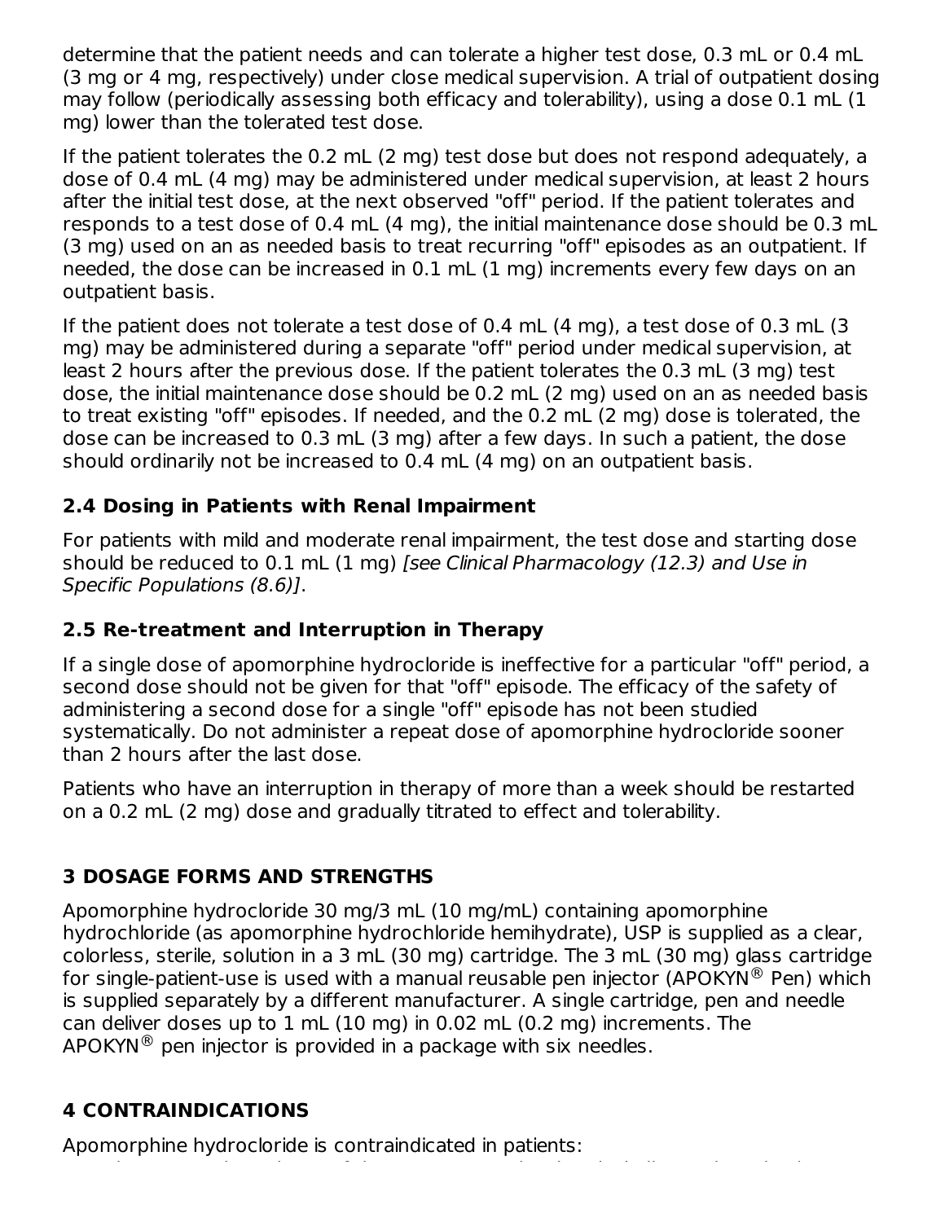determine that the patient needs and can tolerate a higher test dose, 0.3 mL or 0.4 mL (3 mg or 4 mg, respectively) under close medical supervision. A trial of outpatient dosing may follow (periodically assessing both efficacy and tolerability), using a dose 0.1 mL (1 mg) lower than the tolerated test dose.

If the patient tolerates the 0.2 mL (2 mg) test dose but does not respond adequately, a dose of 0.4 mL (4 mg) may be administered under medical supervision, at least 2 hours after the initial test dose, at the next observed "off" period. If the patient tolerates and responds to a test dose of 0.4 mL (4 mg), the initial maintenance dose should be 0.3 mL (3 mg) used on an as needed basis to treat recurring "off" episodes as an outpatient. If needed, the dose can be increased in 0.1 mL (1 mg) increments every few days on an outpatient basis.

If the patient does not tolerate a test dose of 0.4 mL (4 mg), a test dose of 0.3 mL (3 mg) may be administered during a separate "off" period under medical supervision, at least 2 hours after the previous dose. If the patient tolerates the 0.3 mL (3 mg) test dose, the initial maintenance dose should be 0.2 mL (2 mg) used on an as needed basis to treat existing "off" episodes. If needed, and the 0.2 mL (2 mg) dose is tolerated, the dose can be increased to 0.3 mL (3 mg) after a few days. In such a patient, the dose should ordinarily not be increased to 0.4 mL (4 mg) on an outpatient basis.

### 2.4 Dosing in Patients with Renal Impairment

For patients with mild and moderate renal impairment, the test dose and starting dose should be reduced to 0.1 mL (1 mg) *[see Clinical Pharmacology (12.3) and Use in Specific Populations (8.6)]*.

### 2.5 Re-treatment and Interruption in Therapy

If a single dose of apomorphine hydrocloride is ineffective for a particular "off" period, a second dose should not be given for that "off" episode. The efficacy of the safety of administering a second dose for a single "off" episode has not been studied systematically. Do not administer a repeat dose of apomorphine hydrocloride sooner than 2 hours after the last dose.

Patients who have an interruption in therapy of more than a week should be restarted on a 0.2 mL (2 mg) dose and gradually titrated to effect and tolerability.

## 3 DOSAGE FORMS AND STRENGTHS

Apomorphine hydrocloride 30 mg/3 mL (10 mg/mL) containing apomorphine hydrochloride (as apomorphine hydrochloride hemihydrate), USP is supplied as a clear, colorless, sterile, solution in a 3 mL (30 mg) cartridge. The 3 mL (30 mg) glass cartridge for single-patient-use is used with a manual reusable pen injector (APOKYN® Pen) which is supplied separately by a different manufacturer. A single cartridge, pen and needle can deliver doses up to 1 mL (10 mg) in 0.02 mL (0.2 mg) increments. The APOKYN® pen injector is provided in a package with six needles.

## 4 CONTRAINDICATIONS

Apomorphine hydrocloride is contraindicated in patients: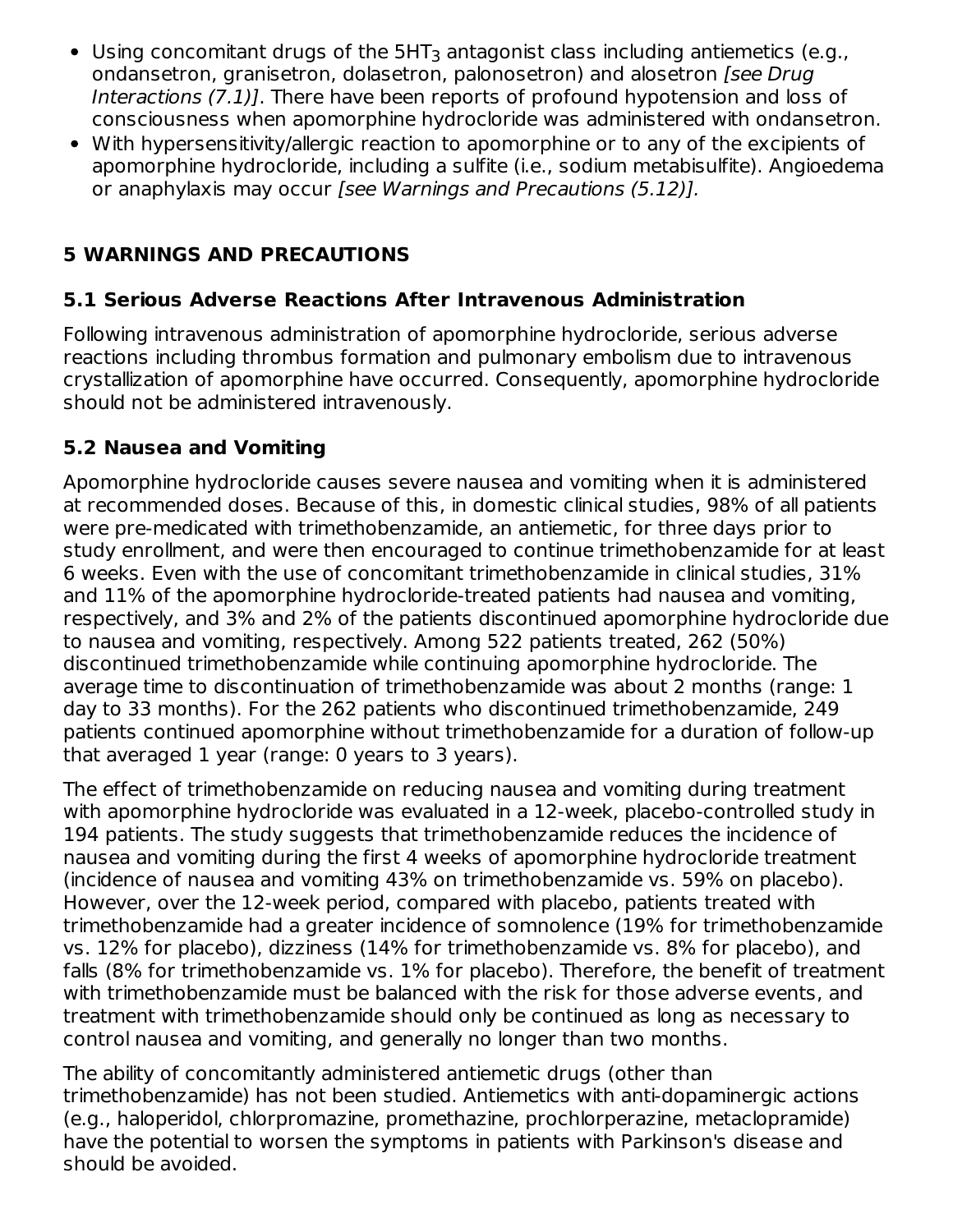- Using concomitant drugs of the $5HT_3$ antagonist class including antiemetics (e.g., ondansetron, granisetron, dolasetron, palonosetron) and alosetron *[see Drug Interactions (7.1)]*. There have been reports of profound hypotension and loss of consciousness when apomorphine hydrocloride was administered with ondansetron.
- With hypersensitivity/allergic reaction to apomorphine or to any of the excipients of apomorphine hydrocloride, including a sulfite (i.e., sodium metabisulfite). Angioedema or anaphylaxis may occur *[see Warnings and Precautions (5.12)].*

## 5 WARNINGS AND PRECAUTIONS

### 5.1 Serious Adverse Reactions After Intravenous Administration

Following intravenous administration of apomorphine hydrocloride, serious adverse reactions including thrombus formation and pulmonary embolism due to intravenous crystallization of apomorphine have occurred. Consequently, apomorphine hydrocloride should not be administered intravenously.

### 5.2 Nausea and Vomiting

Apomorphine hydrocloride causes severe nausea and vomiting when it is administered at recommended doses. Because of this, in domestic clinical studies, 98% of all patients were pre-medicated with trimethobenzamide, an antiemetic, for three days prior to study enrollment, and were then encouraged to continue trimethobenzamide for at least 6 weeks. Even with the use of concomitant trimethobenzamide in clinical studies, 31% and 11% of the apomorphine hydrocloride-treated patients had nausea and vomiting, respectively, and 3% and 2% of the patients discontinued apomorphine hydrocloride due to nausea and vomiting, respectively. Among 522 patients treated, 262 (50%) discontinued trimethobenzamide while continuing apomorphine hydrocloride. The average time to discontinuation of trimethobenzamide was about 2 months (range: 1 day to 33 months). For the 262 patients who discontinued trimethobenzamide, 249 patients continued apomorphine without trimethobenzamide for a duration of follow-up that averaged 1 year (range: 0 years to 3 years).

The effect of trimethobenzamide on reducing nausea and vomiting during treatment with apomorphine hydrocloride was evaluated in a 12-week, placebo-controlled study in 194 patients. The study suggests that trimethobenzamide reduces the incidence of nausea and vomiting during the first 4 weeks of apomorphine hydrocloride treatment (incidence of nausea and vomiting 43% on trimethobenzamide vs. 59% on placebo). However, over the 12-week period, compared with placebo, patients treated with trimethobenzamide had a greater incidence of somnolence (19% for trimethobenzamide vs. 12% for placebo), dizziness (14% for trimethobenzamide vs. 8% for placebo), and falls (8% for trimethobenzamide vs. 1% for placebo). Therefore, the benefit of treatment with trimethobenzamide must be balanced with the risk for those adverse events, and treatment with trimethobenzamide should only be continued as long as necessary to control nausea and vomiting, and generally no longer than two months.

The ability of concomitantly administered antiemetic drugs (other than trimethobenzamide) has not been studied. Antiemetics with anti-dopaminergic actions (e.g., haloperidol, chlorpromazine, promethazine, prochlorperazine, metaclopramide) have the potential to worsen the symptoms in patients with Parkinson's disease and should be avoided.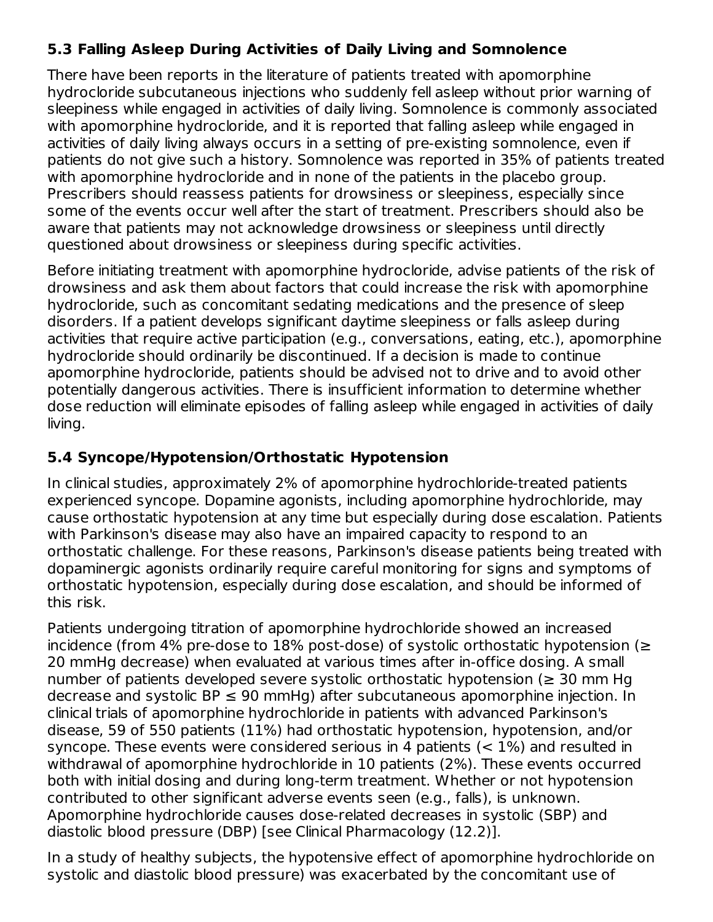### 5.3 Falling Asleep During Activities of Daily Living and Somnolence

There have been reports in the literature of patients treated with apomorphine hydrocloride subcutaneous injections who suddenly fell asleep without prior warning of sleepiness while engaged in activities of daily living. Somnolence is commonly associated with apomorphine hydrocloride, and it is reported that falling asleep while engaged in activities of daily living always occurs in a setting of pre-existing somnolence, even if patients do not give such a history. Somnolence was reported in 35% of patients treated with apomorphine hydrocloride and in none of the patients in the placebo group. Prescribers should reassess patients for drowsiness or sleepiness, especially since some of the events occur well after the start of treatment. Prescribers should also be aware that patients may not acknowledge drowsiness or sleepiness until directly questioned about drowsiness or sleepiness during specific activities.

Before initiating treatment with apomorphine hydrocloride, advise patients of the risk of drowsiness and ask them about factors that could increase the risk with apomorphine hydrocloride, such as concomitant sedating medications and the presence of sleep disorders. If a patient develops significant daytime sleepiness or falls asleep during activities that require active participation (e.g., conversations, eating, etc.), apomorphine hydrocloride should ordinarily be discontinued. If a decision is made to continue apomorphine hydrocloride, patients should be advised not to drive and to avoid other potentially dangerous activities. There is insufficient information to determine whether dose reduction will eliminate episodes of falling asleep while engaged in activities of daily living.

### 5.4 Syncope/Hypotension/Orthostatic Hypotension

In clinical studies, approximately 2% of apomorphine hydrochloride-treated patients experienced syncope. Dopamine agonists, including apomorphine hydrochloride, may cause orthostatic hypotension at any time but especially during dose escalation. Patients with Parkinson's disease may also have an impaired capacity to respond to an orthostatic challenge. For these reasons, Parkinson's disease patients being treated with dopaminergic agonists ordinarily require careful monitoring for signs and symptoms of orthostatic hypotension, especially during dose escalation, and should be informed of this risk.

Patients undergoing titration of apomorphine hydrochloride showed an increased incidence (from 4% pre-dose to 18% post-dose) of systolic orthostatic hypotension (≥ 20 mmHg decrease) when evaluated at various times after in-office dosing. A small number of patients developed severe systolic orthostatic hypotension (≥ 30 mm Hg decrease and systolic BP ≤ 90 mmHg) after subcutaneous apomorphine injection. In clinical trials of apomorphine hydrochloride in patients with advanced Parkinson's disease, 59 of 550 patients (11%) had orthostatic hypotension, hypotension, and/or syncope. These events were considered serious in 4 patients (< 1%) and resulted in withdrawal of apomorphine hydrochloride in 10 patients (2%). These events occurred both with initial dosing and during long-term treatment. Whether or not hypotension contributed to other significant adverse events seen (e.g., falls), is unknown. Apomorphine hydrochloride causes dose-related decreases in systolic (SBP) and diastolic blood pressure (DBP) [see Clinical Pharmacology (12.2)].

In a study of healthy subjects, the hypotensive effect of apomorphine hydrochloride on systolic and diastolic blood pressure) was exacerbated by the concomitant use of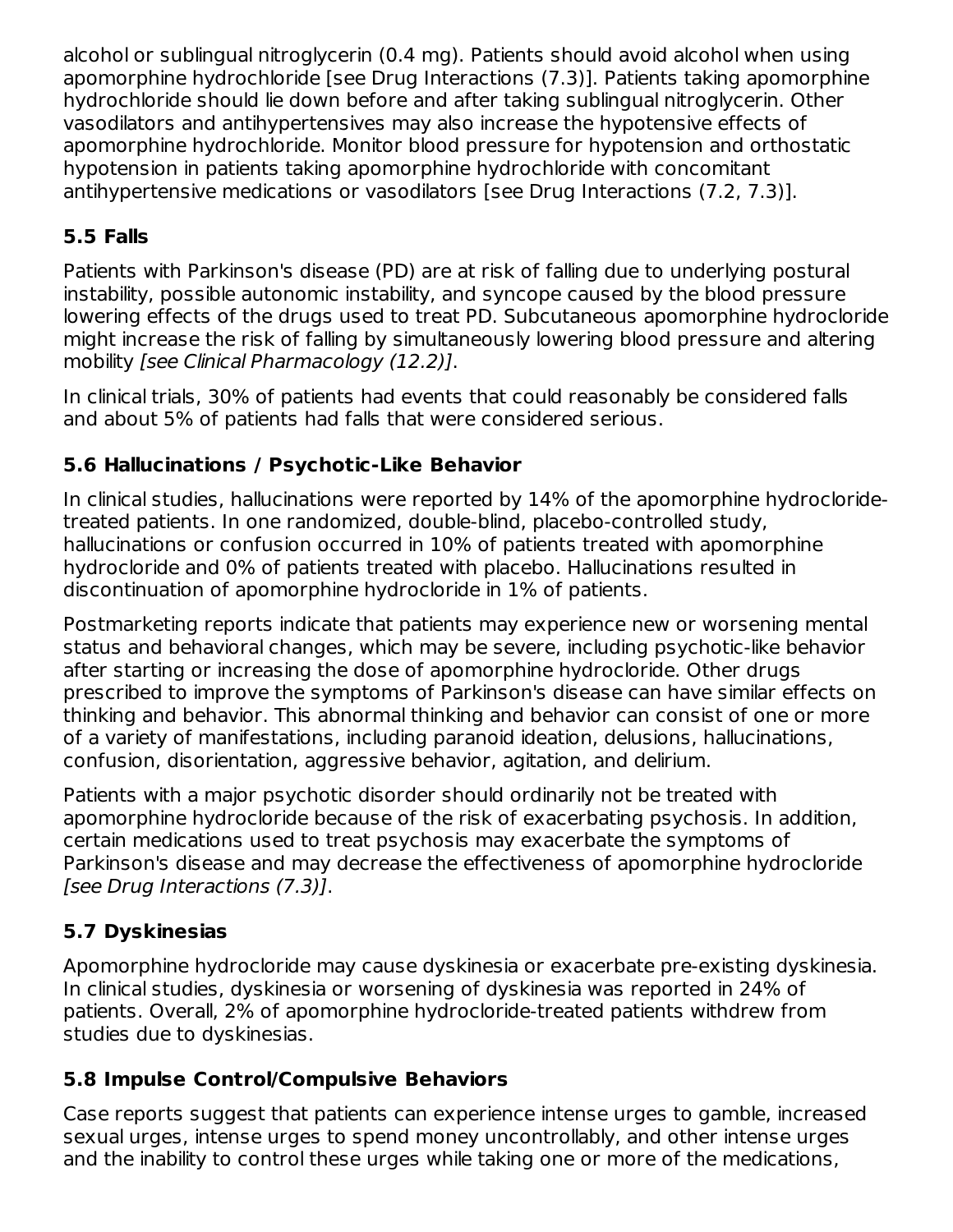alcohol or sublingual nitroglycerin (0.4 mg). Patients should avoid alcohol when using apomorphine hydrochloride [see Drug Interactions (7.3)]. Patients taking apomorphine hydrochloride should lie down before and after taking sublingual nitroglycerin. Other vasodilators and antihypertensives may also increase the hypotensive effects of apomorphine hydrochloride. Monitor blood pressure for hypotension and orthostatic hypotension in patients taking apomorphine hydrochloride with concomitant antihypertensive medications or vasodilators [see Drug Interactions (7.2, 7.3)].

### 5.5 Falls

Patients with Parkinson's disease (PD) are at risk of falling due to underlying postural instability, possible autonomic instability, and syncope caused by the blood pressure lowering effects of the drugs used to treat PD. Subcutaneous apomorphine hydrocloride might increase the risk of falling by simultaneously lowering blood pressure and altering mobility *[see Clinical Pharmacology (12.2)]*.

In clinical trials, 30% of patients had events that could reasonably be considered falls and about 5% of patients had falls that were considered serious.

### 5.6 Hallucinations / Psychotic-Like Behavior

In clinical studies, hallucinations were reported by 14% of the apomorphine hydrocloride-treated patients. In one randomized, double-blind, placebo-controlled study, hallucinations or confusion occurred in 10% of patients treated with apomorphine hydrocloride and 0% of patients treated with placebo. Hallucinations resulted in discontinuation of apomorphine hydrocloride in 1% of patients.

Postmarketing reports indicate that patients may experience new or worsening mental status and behavioral changes, which may be severe, including psychotic-like behavior after starting or increasing the dose of apomorphine hydrocloride. Other drugs prescribed to improve the symptoms of Parkinson's disease can have similar effects on thinking and behavior. This abnormal thinking and behavior can consist of one or more of a variety of manifestations, including paranoid ideation, delusions, hallucinations, confusion, disorientation, aggressive behavior, agitation, and delirium.

Patients with a major psychotic disorder should ordinarily not be treated with apomorphine hydrocloride because of the risk of exacerbating psychosis. In addition, certain medications used to treat psychosis may exacerbate the symptoms of Parkinson's disease and may decrease the effectiveness of apomorphine hydrocloride *[see Drug Interactions (7.3)]*.

### 5.7 Dyskinesias

Apomorphine hydrocloride may cause dyskinesia or exacerbate pre-existing dyskinesia. In clinical studies, dyskinesia or worsening of dyskinesia was reported in 24% of patients. Overall, 2% of apomorphine hydrocloride-treated patients withdrew from studies due to dyskinesias.

### 5.8 Impulse Control/Compulsive Behaviors

Case reports suggest that patients can experience intense urges to gamble, increased sexual urges, intense urges to spend money uncontrollably, and other intense urges and the inability to control these urges while taking one or more of the medications,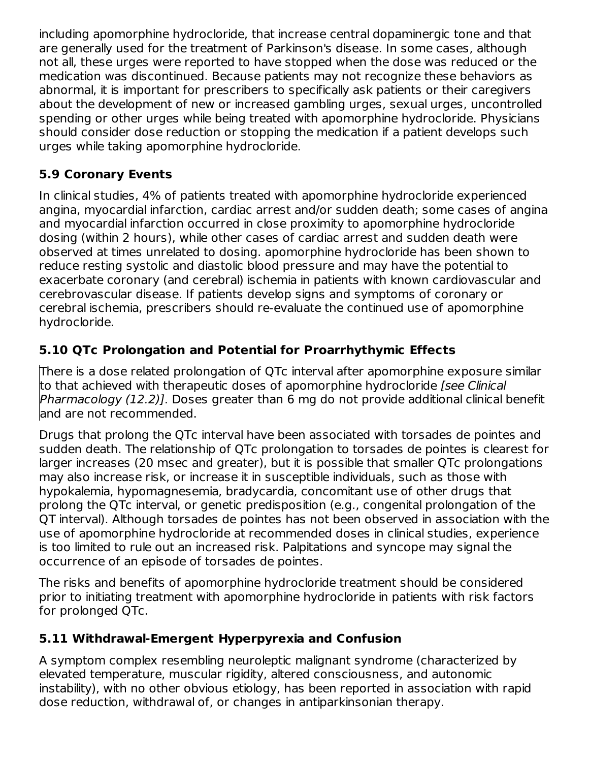including apomorphine hydrocloride, that increase central dopaminergic tone and that are generally used for the treatment of Parkinson's disease. In some cases, although not all, these urges were reported to have stopped when the dose was reduced or the medication was discontinued. Because patients may not recognize these behaviors as abnormal, it is important for prescribers to specifically ask patients or their caregivers about the development of new or increased gambling urges, sexual urges, uncontrolled spending or other urges while being treated with apomorphine hydrocloride. Physicians should consider dose reduction or stopping the medication if a patient develops such urges while taking apomorphine hydrocloride.

### 5.9 Coronary Events

In clinical studies, 4% of patients treated with apomorphine hydrocloride experienced angina, myocardial infarction, cardiac arrest and/or sudden death; some cases of angina and myocardial infarction occurred in close proximity to apomorphine hydrocloride dosing (within 2 hours), while other cases of cardiac arrest and sudden death were observed at times unrelated to dosing. apomorphine hydrocloride has been shown to reduce resting systolic and diastolic blood pressure and may have the potential to exacerbate coronary (and cerebral) ischemia in patients with known cardiovascular and cerebrovascular disease. If patients develop signs and symptoms of coronary or cerebral ischemia, prescribers should re-evaluate the continued use of apomorphine hydrocloride.

### 5.10 QTc Prolongation and Potential for Proarrhythymic Effects

There is a dose related prolongation of QTc interval after apomorphine exposure similar to that achieved with therapeutic doses of apomorphine hydrocloride *[see Clinical Pharmacology (12.2)]*. Doses greater than 6 mg do not provide additional clinical benefit and are not recommended.

Drugs that prolong the QTc interval have been associated with torsades de pointes and sudden death. The relationship of QTc prolongation to torsades de pointes is clearest for larger increases (20 msec and greater), but it is possible that smaller QTc prolongations may also increase risk, or increase it in susceptible individuals, such as those with hypokalemia, hypomagnesemia, bradycardia, concomitant use of other drugs that prolong the QTc interval, or genetic predisposition (e.g., congenital prolongation of the QT interval). Although torsades de pointes has not been observed in association with the use of apomorphine hydrocloride at recommended doses in clinical studies, experience is too limited to rule out an increased risk. Palpitations and syncope may signal the occurrence of an episode of torsades de pointes.

The risks and benefits of apomorphine hydrocloride treatment should be considered prior to initiating treatment with apomorphine hydrocloride in patients with risk factors for prolonged QTc.

### 5.11 Withdrawal-Emergent Hyperpyrexia and Confusion

A symptom complex resembling neuroleptic malignant syndrome (characterized by elevated temperature, muscular rigidity, altered consciousness, and autonomic instability), with no other obvious etiology, has been reported in association with rapid dose reduction, withdrawal of, or changes in antiparkinsonian therapy.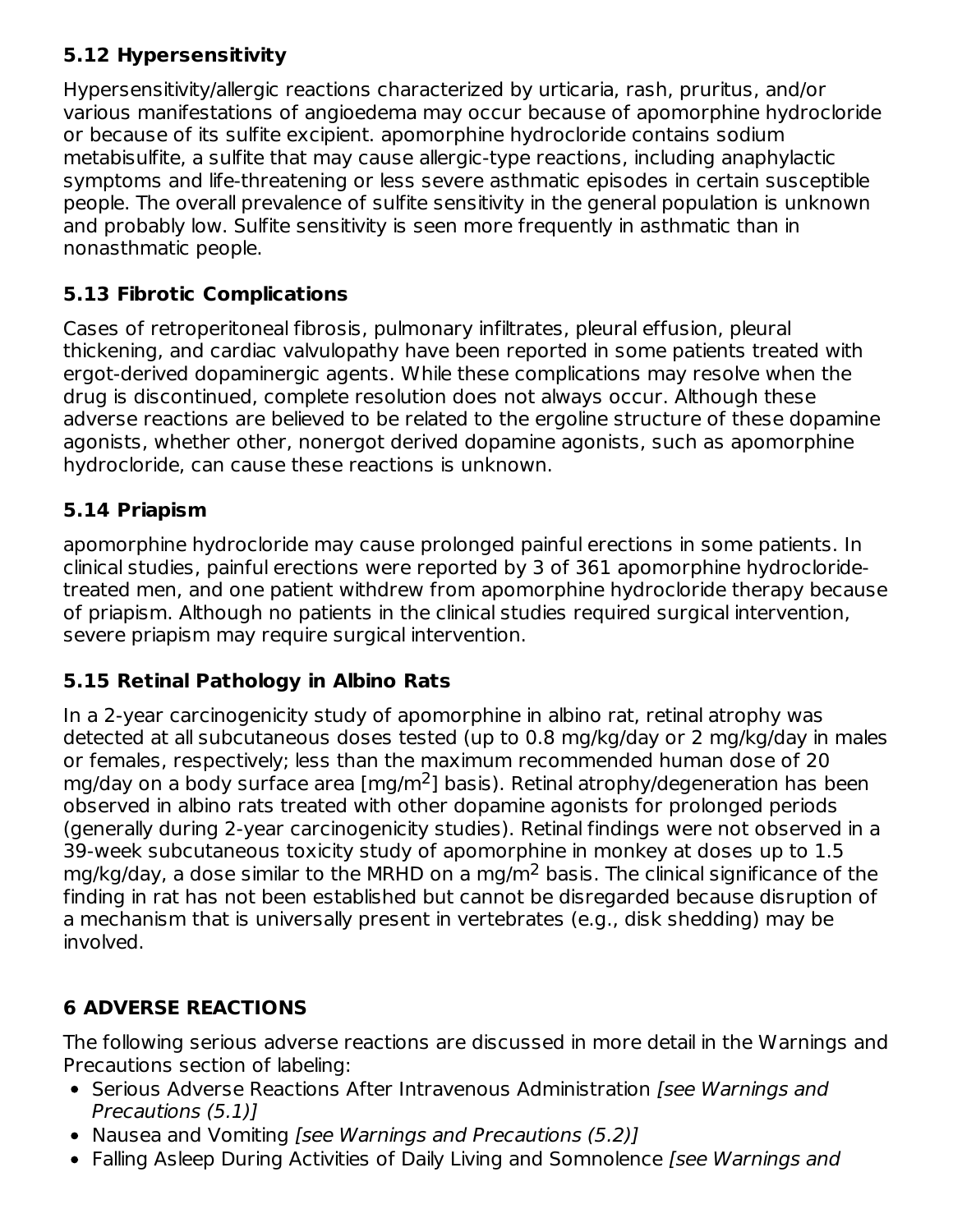### 5.12 Hypersensitivity

Hypersensitivity/allergic reactions characterized by urticaria, rash, pruritus, and/or various manifestations of angioedema may occur because of apomorphine hydrocloride or because of its sulfite excipient. apomorphine hydrocloride contains sodium metabisulfite, a sulfite that may cause allergic-type reactions, including anaphylactic symptoms and life-threatening or less severe asthmatic episodes in certain susceptible people. The overall prevalence of sulfite sensitivity in the general population is unknown and probably low. Sulfite sensitivity is seen more frequently in asthmatic than in nonasthmatic people.

### 5.13 Fibrotic Complications

Cases of retroperitoneal fibrosis, pulmonary infiltrates, pleural effusion, pleural thickening, and cardiac valvulopathy have been reported in some patients treated with ergot-derived dopaminergic agents. While these complications may resolve when the drug is discontinued, complete resolution does not always occur. Although these adverse reactions are believed to be related to the ergoline structure of these dopamine agonists, whether other, nonergot derived dopamine agonists, such as apomorphine hydrocloride, can cause these reactions is unknown.

### 5.14 Priapism

apomorphine hydrocloride may cause prolonged painful erections in some patients. In clinical studies, painful erections were reported by 3 of 361 apomorphine hydrocloride-treated men, and one patient withdrew from apomorphine hydrocloride therapy because of priapism. Although no patients in the clinical studies required surgical intervention, severe priapism may require surgical intervention.

### 5.15 Retinal Pathology in Albino Rats

In a 2-year carcinogenicity study of apomorphine in albino rat, retinal atrophy was detected at all subcutaneous doses tested (up to 0.8 mg/kg/day or 2 mg/kg/day in males or females, respectively; less than the maximum recommended human dose of 20 mg/day on a body surface area [mg/$m^2$] basis). Retinal atrophy/degeneration has been observed in albino rats treated with other dopamine agonists for prolonged periods (generally during 2-year carcinogenicity studies). Retinal findings were not observed in a 39-week subcutaneous toxicity study of apomorphine in monkey at doses up to 1.5 mg/kg/day, a dose similar to the MRHD on a mg/$m^2$ basis. The clinical significance of the finding in rat has not been established but cannot be disregarded because disruption of a mechanism that is universally present in vertebrates (e.g., disk shedding) may be involved.

## 6 ADVERSE REACTIONS

The following serious adverse reactions are discussed in more detail in the Warnings and Precautions section of labeling:

- Serious Adverse Reactions After Intravenous Administration *[see Warnings and Precautions (5.1)]*
- Nausea and Vomiting *[see Warnings and Precautions (5.2)]*
- Falling Asleep During Activities of Daily Living and Somnolence *[see Warnings and*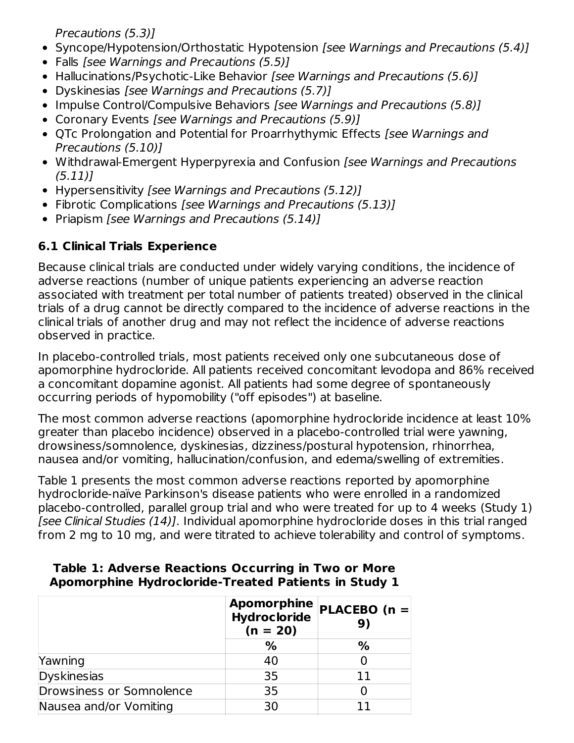*Precautions (5.3)]*

- Syncope/Hypotension/Orthostatic Hypotension *[see Warnings and Precautions (5.4)]*
- Falls *[see Warnings and Precautions (5.5)]*
- Hallucinations/Psychotic-Like Behavior *[see Warnings and Precautions (5.6)]*
- Dyskinesias *[see Warnings and Precautions (5.7)]*
- Impulse Control/Compulsive Behaviors *[see Warnings and Precautions (5.8)]*
- Coronary Events *[see Warnings and Precautions (5.9)]*
- QTc Prolongation and Potential for Proarrhythymic Effects *[see Warnings and Precautions (5.10)]*
- Withdrawal-Emergent Hyperpyrexia and Confusion *[see Warnings and Precautions (5.11)]*
- Hypersensitivity *[see Warnings and Precautions (5.12)]*
- Fibrotic Complications *[see Warnings and Precautions (5.13)]*
- Priapism *[see Warnings and Precautions (5.14)]*

### 6.1 Clinical Trials Experience

Because clinical trials are conducted under widely varying conditions, the incidence of adverse reactions (number of unique patients experiencing an adverse reaction associated with treatment per total number of patients treated) observed in the clinical trials of a drug cannot be directly compared to the incidence of adverse reactions in the clinical trials of another drug and may not reflect the incidence of adverse reactions observed in practice.

In placebo-controlled trials, most patients received only one subcutaneous dose of apomorphine hydrocloride. All patients received concomitant levodopa and 86% received a concomitant dopamine agonist. All patients had some degree of spontaneously occurring periods of hypomobility ("off episodes") at baseline.

The most common adverse reactions (apomorphine hydrocloride incidence at least 10% greater than placebo incidence) observed in a placebo-controlled trial were yawning, drowsiness/somnolence, dyskinesias, dizziness/postural hypotension, rhinorrhea, nausea and/or vomiting, hallucination/confusion, and edema/swelling of extremities.

Table 1 presents the most common adverse reactions reported by apomorphine hydrocloride-naïve Parkinson's disease patients who were enrolled in a randomized placebo-controlled, parallel group trial and who were treated for up to 4 weeks (Study 1) *[see Clinical Studies (14)]*. Individual apomorphine hydrocloride doses in this trial ranged from 2 mg to 10 mg, and were titrated to achieve tolerability and control of symptoms.

**Table 1: Adverse Reactions Occurring in Two or More Apomorphine Hydrocloride-Treated Patients in Study 1**

| | Apomorphine Hydrocloride (n = 20) | PLACEBO (n = 9) |
|---|---|---|
| | % | % |
| Yawning | 40 | 0 |
| Dyskinesias | 35 | 11 |
| Drowsiness or Somnolence | 35 | 0 |
| Nausea and/or Vomiting | 30 | 11 |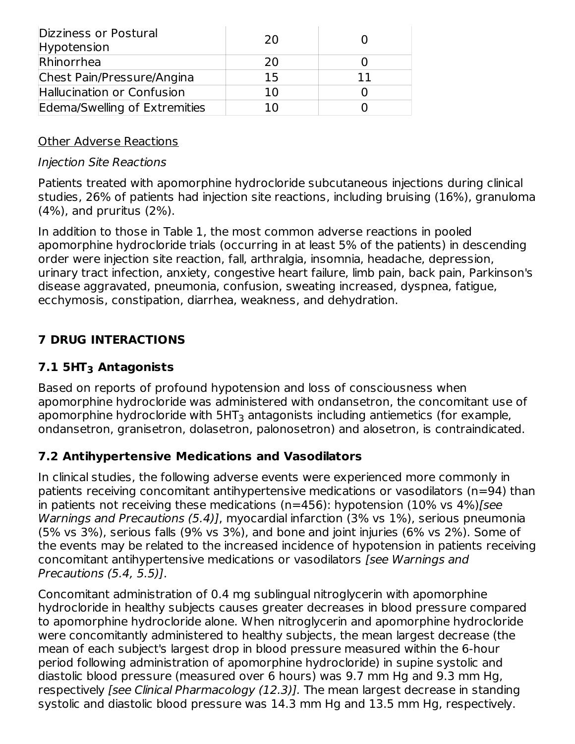| | | |
|---|---|---|
| Dizziness or Postural Hypotension | 20 | 0 |
| Rhinorrhea | 20 | 0 |
| Chest Pain/Pressure/Angina | 15 | 11 |
| Hallucination or Confusion | 10 | 0 |
| Edema/Swelling of Extremities | 10 | 0 |

Other Adverse Reactions

*Injection Site Reactions*

Patients treated with apomorphine hydrocloride subcutaneous injections during clinical studies, 26% of patients had injection site reactions, including bruising (16%), granuloma (4%), and pruritus (2%).

In addition to those in Table 1, the most common adverse reactions in pooled apomorphine hydrocloride trials (occurring in at least 5% of the patients) in descending order were injection site reaction, fall, arthralgia, insomnia, headache, depression, urinary tract infection, anxiety, congestive heart failure, limb pain, back pain, Parkinson's disease aggravated, pneumonia, confusion, sweating increased, dyspnea, fatigue, ecchymosis, constipation, diarrhea, weakness, and dehydration.

## 7 DRUG INTERACTIONS

### 7.1 $5HT_3$ Antagonists

Based on reports of profound hypotension and loss of consciousness when apomorphine hydrocloride was administered with ondansetron, the concomitant use of apomorphine hydrocloride with $5HT_3$ antagonists including antiemetics (for example, ondansetron, granisetron, dolasetron, palonosetron) and alosetron, is contraindicated.

### 7.2 Antihypertensive Medications and Vasodilators

In clinical studies, the following adverse events were experienced more commonly in patients receiving concomitant antihypertensive medications or vasodilators (n=94) than in patients not receiving these medications (n=456): hypotension (10% vs 4%)*[see Warnings and Precautions (5.4)]*, myocardial infarction (3% vs 1%), serious pneumonia (5% vs 3%), serious falls (9% vs 3%), and bone and joint injuries (6% vs 2%). Some of the events may be related to the increased incidence of hypotension in patients receiving concomitant antihypertensive medications or vasodilators *[see Warnings and Precautions (5.4, 5.5)]*.

Concomitant administration of 0.4 mg sublingual nitroglycerin with apomorphine hydrocloride in healthy subjects causes greater decreases in blood pressure compared to apomorphine hydrocloride alone. When nitroglycerin and apomorphine hydrocloride were concomitantly administered to healthy subjects, the mean largest decrease (the mean of each subject's largest drop in blood pressure measured within the 6-hour period following administration of apomorphine hydrocloride) in supine systolic and diastolic blood pressure (measured over 6 hours) was 9.7 mm Hg and 9.3 mm Hg, respectively *[see Clinical Pharmacology (12.3)]*. The mean largest decrease in standing systolic and diastolic blood pressure was 14.3 mm Hg and 13.5 mm Hg, respectively.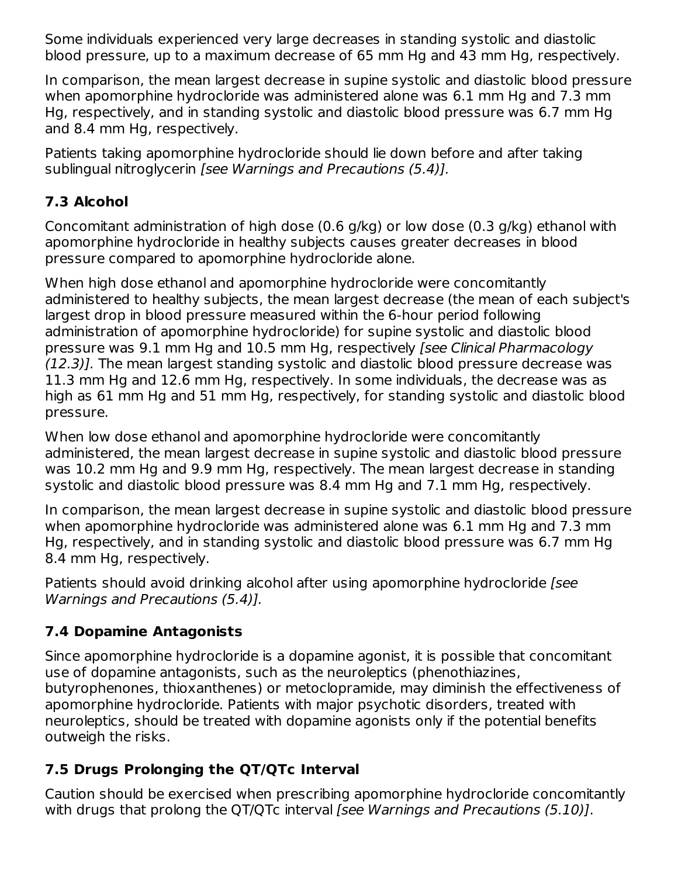Some individuals experienced very large decreases in standing systolic and diastolic blood pressure, up to a maximum decrease of 65 mm Hg and 43 mm Hg, respectively.

In comparison, the mean largest decrease in supine systolic and diastolic blood pressure when apomorphine hydrocloride was administered alone was 6.1 mm Hg and 7.3 mm Hg, respectively, and in standing systolic and diastolic blood pressure was 6.7 mm Hg and 8.4 mm Hg, respectively.

Patients taking apomorphine hydrocloride should lie down before and after taking sublingual nitroglycerin *[see Warnings and Precautions (5.4)].*

### 7.3 Alcohol

Concomitant administration of high dose (0.6 g/kg) or low dose (0.3 g/kg) ethanol with apomorphine hydrocloride in healthy subjects causes greater decreases in blood pressure compared to apomorphine hydrocloride alone.

When high dose ethanol and apomorphine hydrocloride were concomitantly administered to healthy subjects, the mean largest decrease (the mean of each subject's largest drop in blood pressure measured within the 6-hour period following administration of apomorphine hydrocloride) for supine systolic and diastolic blood pressure was 9.1 mm Hg and 10.5 mm Hg, respectively *[see Clinical Pharmacology (12.3)].* The mean largest standing systolic and diastolic blood pressure decrease was 11.3 mm Hg and 12.6 mm Hg, respectively. In some individuals, the decrease was as high as 61 mm Hg and 51 mm Hg, respectively, for standing systolic and diastolic blood pressure.

When low dose ethanol and apomorphine hydrocloride were concomitantly administered, the mean largest decrease in supine systolic and diastolic blood pressure was 10.2 mm Hg and 9.9 mm Hg, respectively. The mean largest decrease in standing systolic and diastolic blood pressure was 8.4 mm Hg and 7.1 mm Hg, respectively.

In comparison, the mean largest decrease in supine systolic and diastolic blood pressure when apomorphine hydrocloride was administered alone was 6.1 mm Hg and 7.3 mm Hg, respectively, and in standing systolic and diastolic blood pressure was 6.7 mm Hg 8.4 mm Hg, respectively.

Patients should avoid drinking alcohol after using apomorphine hydrocloride *[see Warnings and Precautions (5.4)].*

### 7.4 Dopamine Antagonists

Since apomorphine hydrocloride is a dopamine agonist, it is possible that concomitant use of dopamine antagonists, such as the neuroleptics (phenothiazines, butyrophenones, thioxanthenes) or metoclopramide, may diminish the effectiveness of apomorphine hydrocloride. Patients with major psychotic disorders, treated with neuroleptics, should be treated with dopamine agonists only if the potential benefits outweigh the risks.

### 7.5 Drugs Prolonging the QT/QTc Interval

Caution should be exercised when prescribing apomorphine hydrocloride concomitantly with drugs that prolong the QT/QTc interval *[see Warnings and Precautions (5.10)]*.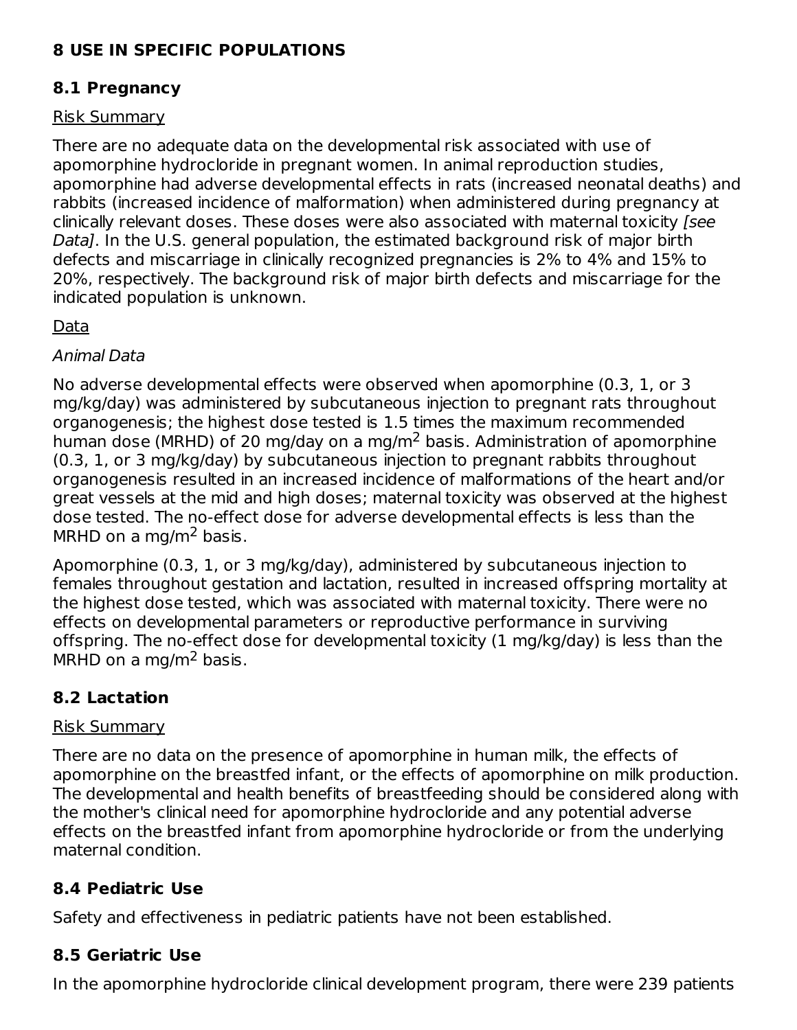## 8 USE IN SPECIFIC POPULATIONS

### 8.1 Pregnancy

Risk Summary

There are no adequate data on the developmental risk associated with use of apomorphine hydrocloride in pregnant women. In animal reproduction studies, apomorphine had adverse developmental effects in rats (increased neonatal deaths) and rabbits (increased incidence of malformation) when administered during pregnancy at clinically relevant doses. These doses were also associated with maternal toxicity *[see Data]*. In the U.S. general population, the estimated background risk of major birth defects and miscarriage in clinically recognized pregnancies is 2% to 4% and 15% to 20%, respectively. The background risk of major birth defects and miscarriage for the indicated population is unknown.

Data

*Animal Data*

No adverse developmental effects were observed when apomorphine (0.3, 1, or 3 mg/kg/day) was administered by subcutaneous injection to pregnant rats throughout organogenesis; the highest dose tested is 1.5 times the maximum recommended human dose (MRHD) of 20 mg/day on a mg/$m^2$ basis. Administration of apomorphine (0.3, 1, or 3 mg/kg/day) by subcutaneous injection to pregnant rabbits throughout organogenesis resulted in an increased incidence of malformations of the heart and/or great vessels at the mid and high doses; maternal toxicity was observed at the highest dose tested. The no-effect dose for adverse developmental effects is less than the MRHD on a mg/$m^2$ basis.

Apomorphine (0.3, 1, or 3 mg/kg/day), administered by subcutaneous injection to females throughout gestation and lactation, resulted in increased offspring mortality at the highest dose tested, which was associated with maternal toxicity. There were no effects on developmental parameters or reproductive performance in surviving offspring. The no-effect dose for developmental toxicity (1 mg/kg/day) is less than the MRHD on a mg/$m^2$ basis.

### 8.2 Lactation

Risk Summary

There are no data on the presence of apomorphine in human milk, the effects of apomorphine on the breastfed infant, or the effects of apomorphine on milk production. The developmental and health benefits of breastfeeding should be considered along with the mother's clinical need for apomorphine hydrocloride and any potential adverse effects on the breastfed infant from apomorphine hydrocloride or from the underlying maternal condition.

### 8.4 Pediatric Use

Safety and effectiveness in pediatric patients have not been established.

### 8.5 Geriatric Use

In the apomorphine hydrocloride clinical development program, there were 239 patients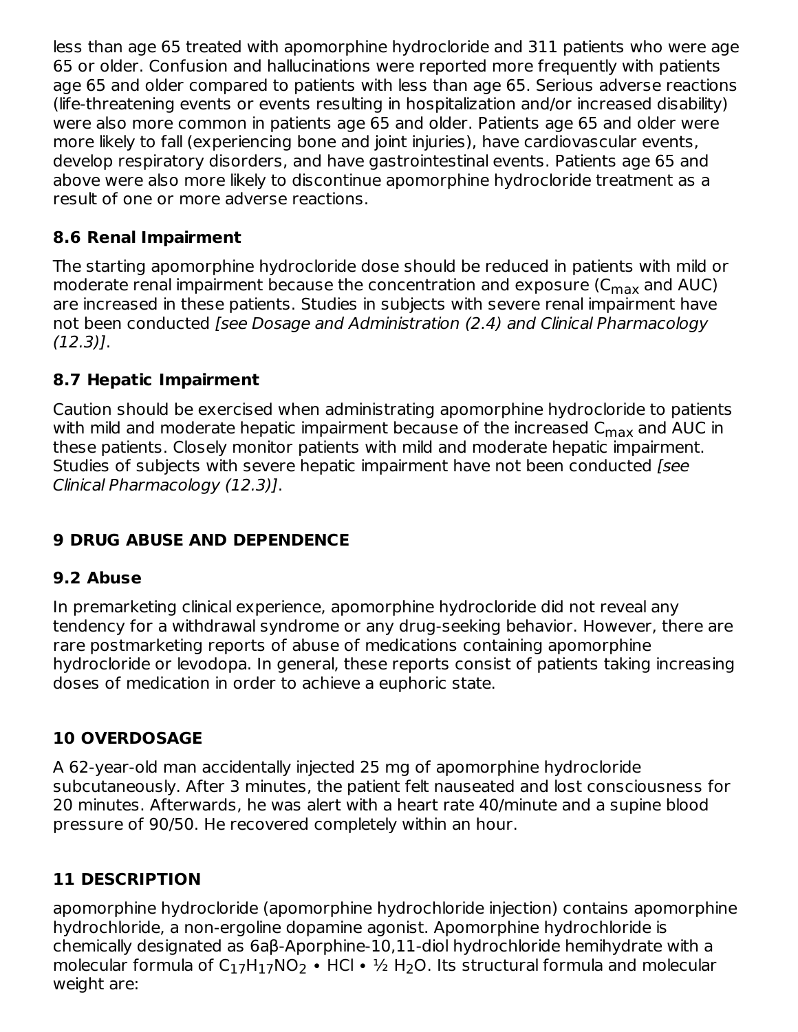less than age 65 treated with apomorphine hydrocloride and 311 patients who were age 65 or older. Confusion and hallucinations were reported more frequently with patients age 65 and older compared to patients with less than age 65. Serious adverse reactions (life-threatening events or events resulting in hospitalization and/or increased disability) were also more common in patients age 65 and older. Patients age 65 and older were more likely to fall (experiencing bone and joint injuries), have cardiovascular events, develop respiratory disorders, and have gastrointestinal events. Patients age 65 and above were also more likely to discontinue apomorphine hydrocloride treatment as a result of one or more adverse reactions.

### 8.6 Renal Impairment

The starting apomorphine hydrocloride dose should be reduced in patients with mild or moderate renal impairment because the concentration and exposure ($C_{max}$ and AUC) are increased in these patients. Studies in subjects with severe renal impairment have not been conducted *[see Dosage and Administration (2.4) and Clinical Pharmacology (12.3)]*.

### 8.7 Hepatic Impairment

Caution should be exercised when administrating apomorphine hydrocloride to patients with mild and moderate hepatic impairment because of the increased $C_{max}$ and AUC in these patients. Closely monitor patients with mild and moderate hepatic impairment. Studies of subjects with severe hepatic impairment have not been conducted *[see Clinical Pharmacology (12.3)]*.

## 9 DRUG ABUSE AND DEPENDENCE

### 9.2 Abuse

In premarketing clinical experience, apomorphine hydrocloride did not reveal any tendency for a withdrawal syndrome or any drug-seeking behavior. However, there are rare postmarketing reports of abuse of medications containing apomorphine hydrocloride or levodopa. In general, these reports consist of patients taking increasing doses of medication in order to achieve a euphoric state.

## 10 OVERDOSAGE

A 62-year-old man accidentally injected 25 mg of apomorphine hydrocloride subcutaneously. After 3 minutes, the patient felt nauseated and lost consciousness for 20 minutes. Afterwards, he was alert with a heart rate 40/minute and a supine blood pressure of 90/50. He recovered completely within an hour.

## 11 DESCRIPTION

apomorphine hydrocloride (apomorphine hydrochloride injection) contains apomorphine hydrochloride, a non-ergoline dopamine agonist. Apomorphine hydrochloride is chemically designated as 6aβ-Aporphine-10,11-diol hydrochloride hemihydrate with a molecular formula of $C_{17}H_{17}NO_2 \bullet HCl \bullet ½ H_2O$. Its structural formula and molecular weight are: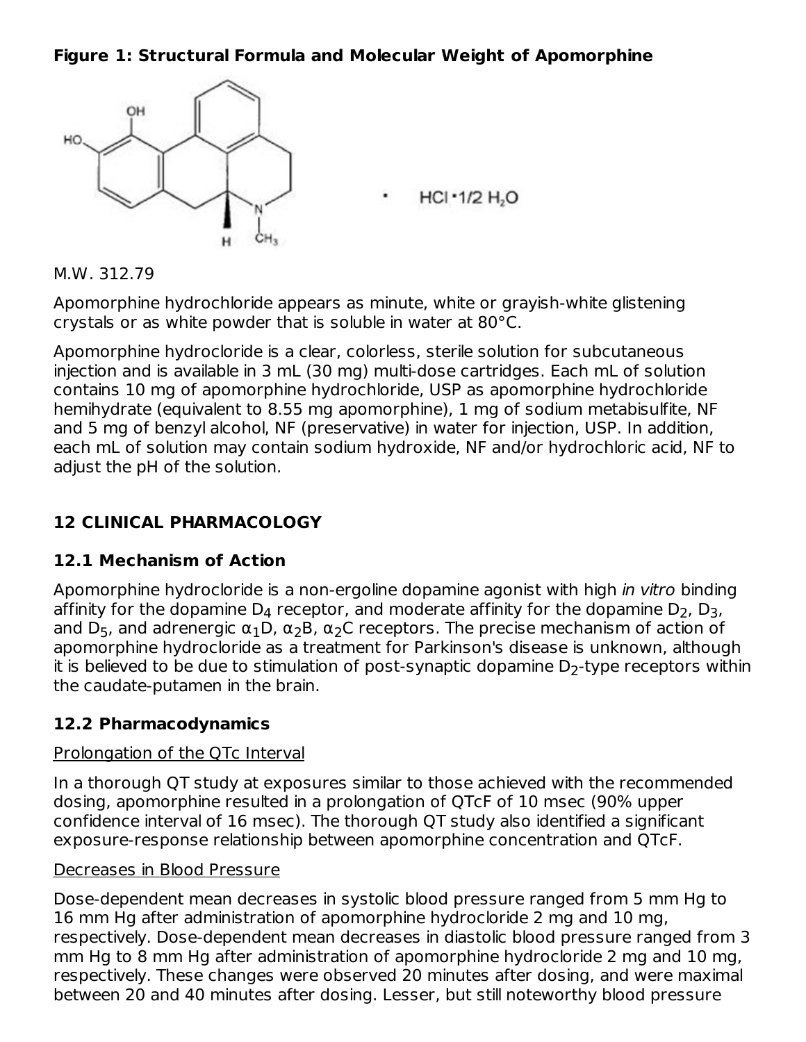**Figure 1: Structural Formula and Molecular Weight of Apomorphine**

M.W. 312.79

Apomorphine hydrochloride appears as minute, white or grayish-white glistening crystals or as white powder that is soluble in water at 80°C.

Apomorphine hydrocloride is a clear, colorless, sterile solution for subcutaneous injection and is available in 3 mL (30 mg) multi-dose cartridges. Each mL of solution contains 10 mg of apomorphine hydrochloride, USP as apomorphine hydrochloride hemihydrate (equivalent to 8.55 mg apomorphine), 1 mg of sodium metabisulfite, NF and 5 mg of benzyl alcohol, NF (preservative) in water for injection, USP. In addition, each mL of solution may contain sodium hydroxide, NF and/or hydrochloric acid, NF to adjust the pH of the solution.

## 12 CLINICAL PHARMACOLOGY

### 12.1 Mechanism of Action

Apomorphine hydrocloride is a non-ergoline dopamine agonist with high *in vitro* binding affinity for the dopamine $D_4$ receptor, and moderate affinity for the dopamine $D_2$, $D_3$, and $D_5$, and adrenergic $\alpha_1D$, $\alpha_2B$, $\alpha_2C$ receptors. The precise mechanism of action of apomorphine hydrocloride as a treatment for Parkinson's disease is unknown, although it is believed to be due to stimulation of post-synaptic dopamine $D_2$-type receptors within the caudate-putamen in the brain.

### 12.2 Pharmacodynamics

Prolongation of the QTc Interval

In a thorough QT study at exposures similar to those achieved with the recommended dosing, apomorphine resulted in a prolongation of QTcF of 10 msec (90% upper confidence interval of 16 msec). The thorough QT study also identified a significant exposure-response relationship between apomorphine concentration and QTcF.

Decreases in Blood Pressure

Dose-dependent mean decreases in systolic blood pressure ranged from 5 mm Hg to 16 mm Hg after administration of apomorphine hydrocloride 2 mg and 10 mg, respectively. Dose-dependent mean decreases in diastolic blood pressure ranged from 3 mm Hg to 8 mm Hg after administration of apomorphine hydrocloride 2 mg and 10 mg, respectively. These changes were observed 20 minutes after dosing, and were maximal between 20 and 40 minutes after dosing. Lesser, but still noteworthy blood pressure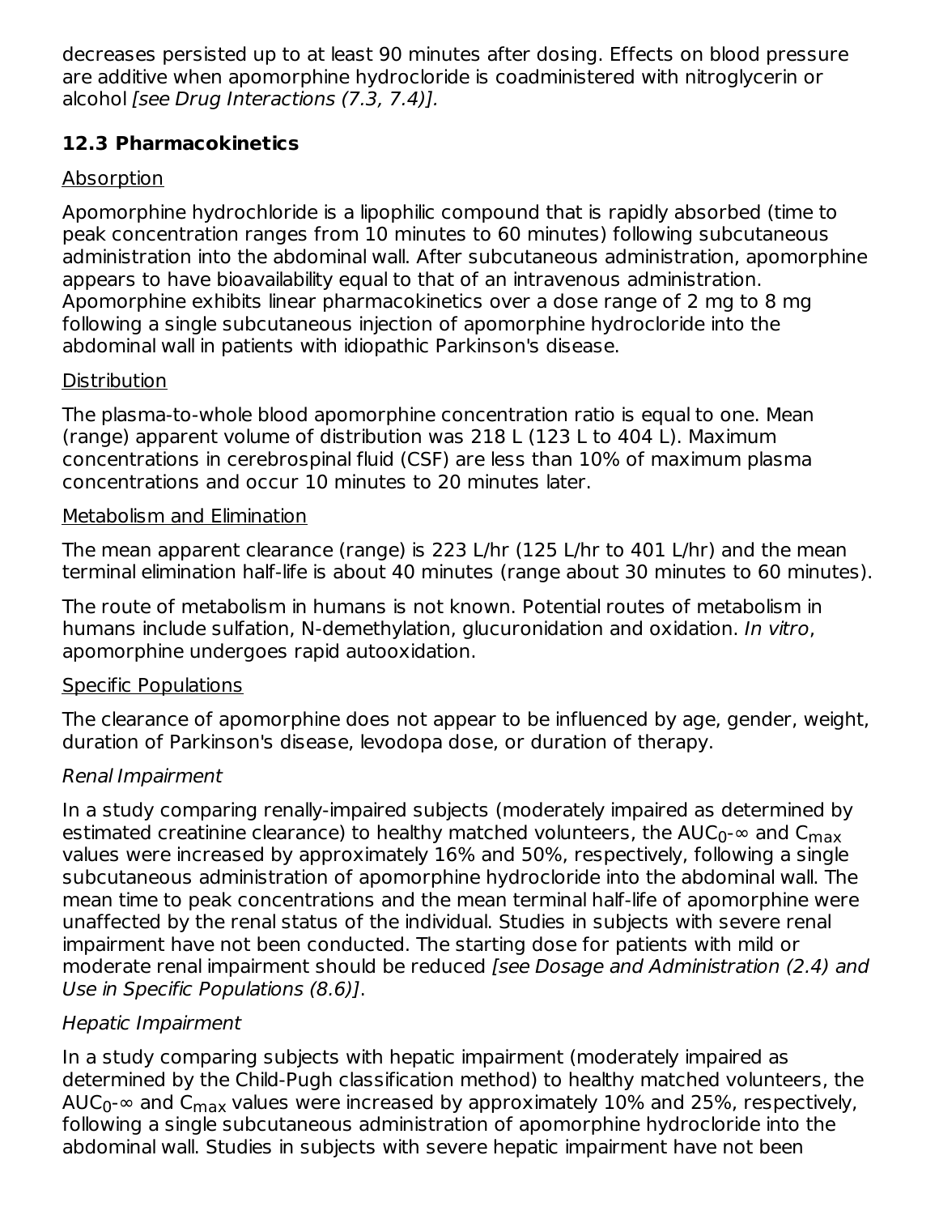decreases persisted up to at least 90 minutes after dosing. Effects on blood pressure are additive when apomorphine hydrocloride is coadministered with nitroglycerin or alcohol *[see Drug Interactions (7.3, 7.4)]*.

### 12.3 Pharmacokinetics

Absorption

Apomorphine hydrochloride is a lipophilic compound that is rapidly absorbed (time to peak concentration ranges from 10 minutes to 60 minutes) following subcutaneous administration into the abdominal wall. After subcutaneous administration, apomorphine appears to have bioavailability equal to that of an intravenous administration. Apomorphine exhibits linear pharmacokinetics over a dose range of 2 mg to 8 mg following a single subcutaneous injection of apomorphine hydrocloride into the abdominal wall in patients with idiopathic Parkinson's disease.

Distribution

The plasma-to-whole blood apomorphine concentration ratio is equal to one. Mean (range) apparent volume of distribution was 218 L (123 L to 404 L). Maximum concentrations in cerebrospinal fluid (CSF) are less than 10% of maximum plasma concentrations and occur 10 minutes to 20 minutes later.

Metabolism and Elimination

The mean apparent clearance (range) is 223 L/hr (125 L/hr to 401 L/hr) and the mean terminal elimination half-life is about 40 minutes (range about 30 minutes to 60 minutes).

The route of metabolism in humans is not known. Potential routes of metabolism in humans include sulfation, N-demethylation, glucuronidation and oxidation. *In vitro*, apomorphine undergoes rapid autooxidation.

Specific Populations

The clearance of apomorphine does not appear to be influenced by age, gender, weight, duration of Parkinson's disease, levodopa dose, or duration of therapy.

*Renal Impairment*

In a study comparing renally-impaired subjects (moderately impaired as determined by estimated creatinine clearance) to healthy matched volunteers, the $AUC_{0-\infty}$ and $C_{max}$ values were increased by approximately 16% and 50%, respectively, following a single subcutaneous administration of apomorphine hydrocloride into the abdominal wall. The mean time to peak concentrations and the mean terminal half-life of apomorphine were unaffected by the renal status of the individual. Studies in subjects with severe renal impairment have not been conducted. The starting dose for patients with mild or moderate renal impairment should be reduced *[see Dosage and Administration (2.4) and Use in Specific Populations (8.6)]*.

*Hepatic Impairment*

In a study comparing subjects with hepatic impairment (moderately impaired as determined by the Child-Pugh classification method) to healthy matched volunteers, the $AUC_{0-\infty}$ and $C_{max}$ values were increased by approximately 10% and 25%, respectively, following a single subcutaneous administration of apomorphine hydrocloride into the abdominal wall. Studies in subjects with severe hepatic impairment have not been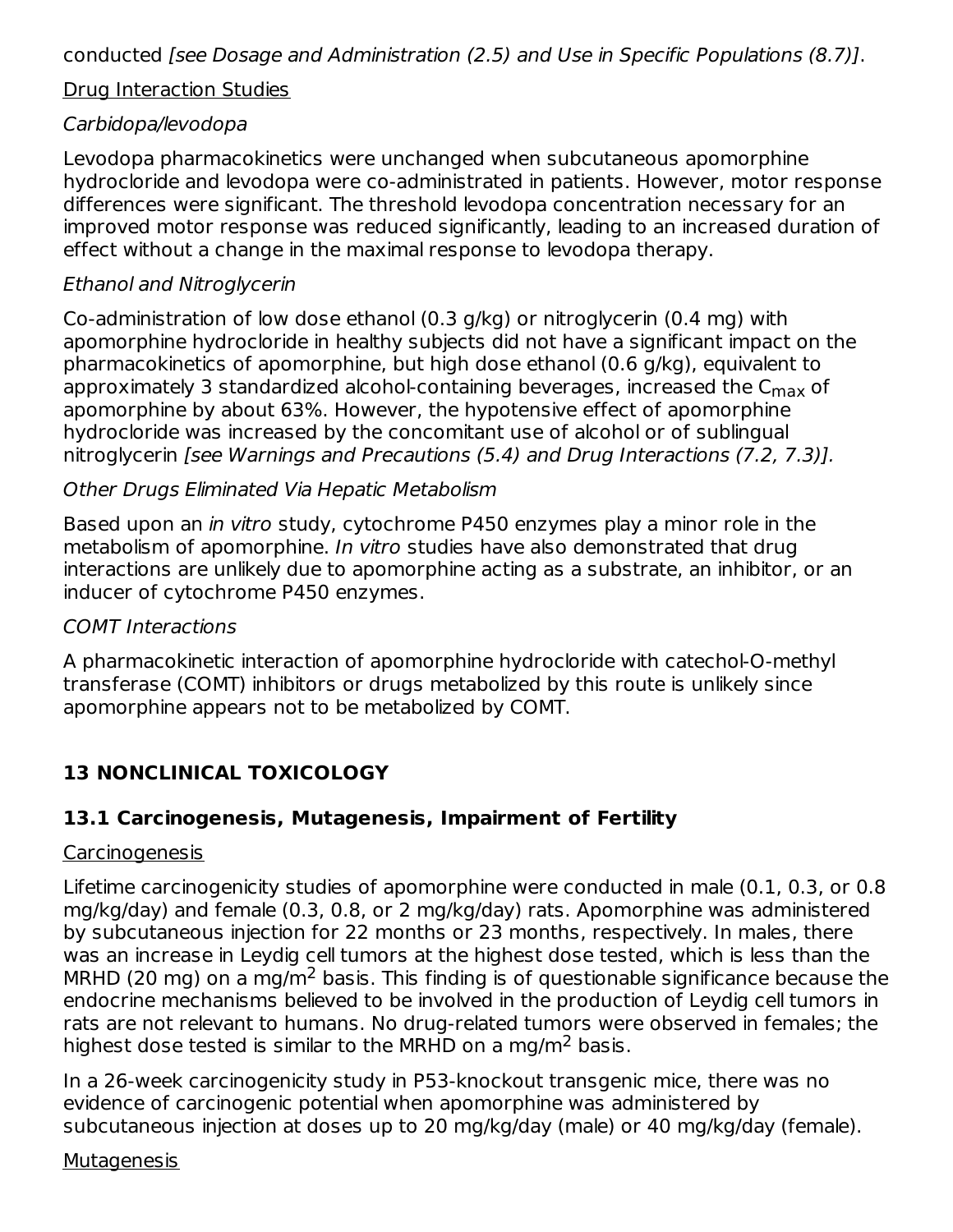conducted *[see Dosage and Administration (2.5) and Use in Specific Populations (8.7)]*.

Drug Interaction Studies

*Carbidopa/levodopa*

Levodopa pharmacokinetics were unchanged when subcutaneous apomorphine hydrocloride and levodopa were co-administrated in patients. However, motor response differences were significant. The threshold levodopa concentration necessary for an improved motor response was reduced significantly, leading to an increased duration of effect without a change in the maximal response to levodopa therapy.

*Ethanol and Nitroglycerin*

Co-administration of low dose ethanol (0.3 g/kg) or nitroglycerin (0.4 mg) with apomorphine hydrocloride in healthy subjects did not have a significant impact on the pharmacokinetics of apomorphine, but high dose ethanol (0.6 g/kg), equivalent to approximately 3 standardized alcohol-containing beverages, increased the $C_{max}$ of apomorphine by about 63%. However, the hypotensive effect of apomorphine hydrocloride was increased by the concomitant use of alcohol or of sublingual nitroglycerin *[see Warnings and Precautions (5.4) and Drug Interactions (7.2, 7.3)].*

*Other Drugs Eliminated Via Hepatic Metabolism*

Based upon an *in vitro* study, cytochrome P450 enzymes play a minor role in the metabolism of apomorphine. *In vitro* studies have also demonstrated that drug interactions are unlikely due to apomorphine acting as a substrate, an inhibitor, or an inducer of cytochrome P450 enzymes.

*COMT Interactions*

A pharmacokinetic interaction of apomorphine hydrocloride with catechol-O-methyl transferase (COMT) inhibitors or drugs metabolized by this route is unlikely since apomorphine appears not to be metabolized by COMT.

## 13 NONCLINICAL TOXICOLOGY

### 13.1 Carcinogenesis, Mutagenesis, Impairment of Fertility

Carcinogenesis

Lifetime carcinogenicity studies of apomorphine were conducted in male (0.1, 0.3, or 0.8 mg/kg/day) and female (0.3, 0.8, or 2 mg/kg/day) rats. Apomorphine was administered by subcutaneous injection for 22 months or 23 months, respectively. In males, there was an increase in Leydig cell tumors at the highest dose tested, which is less than the MRHD (20 mg) on a mg/$m^2$ basis. This finding is of questionable significance because the endocrine mechanisms believed to be involved in the production of Leydig cell tumors in rats are not relevant to humans. No drug-related tumors were observed in females; the highest dose tested is similar to the MRHD on a mg/$m^2$ basis.

In a 26-week carcinogenicity study in P53-knockout transgenic mice, there was no evidence of carcinogenic potential when apomorphine was administered by subcutaneous injection at doses up to 20 mg/kg/day (male) or 40 mg/kg/day (female).

Mutagenesis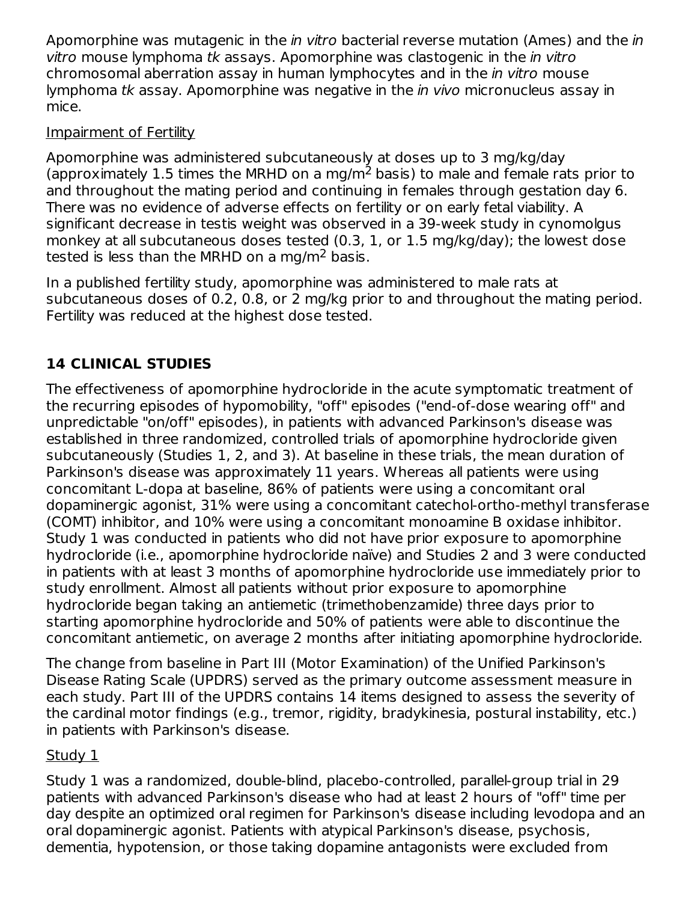Apomorphine was mutagenic in the *in vitro* bacterial reverse mutation (Ames) and the *in vitro* mouse lymphoma *tk* assays. Apomorphine was clastogenic in the *in vitro* chromosomal aberration assay in human lymphocytes and in the *in vitro* mouse lymphoma *tk* assay. Apomorphine was negative in the *in vivo* micronucleus assay in mice.

Impairment of Fertility

Apomorphine was administered subcutaneously at doses up to 3 mg/kg/day (approximately 1.5 times the MRHD on a mg/$m^2$ basis) to male and female rats prior to and throughout the mating period and continuing in females through gestation day 6. There was no evidence of adverse effects on fertility or on early fetal viability. A significant decrease in testis weight was observed in a 39-week study in cynomolgus monkey at all subcutaneous doses tested (0.3, 1, or 1.5 mg/kg/day); the lowest dose tested is less than the MRHD on a mg/$m^2$ basis.

In a published fertility study, apomorphine was administered to male rats at subcutaneous doses of 0.2, 0.8, or 2 mg/kg prior to and throughout the mating period. Fertility was reduced at the highest dose tested.

## 14 CLINICAL STUDIES

The effectiveness of apomorphine hydrocloride in the acute symptomatic treatment of the recurring episodes of hypomobility, "off" episodes ("end-of-dose wearing off" and unpredictable "on/off" episodes), in patients with advanced Parkinson's disease was established in three randomized, controlled trials of apomorphine hydrocloride given subcutaneously (Studies 1, 2, and 3). At baseline in these trials, the mean duration of Parkinson's disease was approximately 11 years. Whereas all patients were using concomitant L-dopa at baseline, 86% of patients were using a concomitant oral dopaminergic agonist, 31% were using a concomitant catechol-ortho-methyl transferase (COMT) inhibitor, and 10% were using a concomitant monoamine B oxidase inhibitor. Study 1 was conducted in patients who did not have prior exposure to apomorphine hydrocloride (i.e., apomorphine hydrocloride naïve) and Studies 2 and 3 were conducted in patients with at least 3 months of apomorphine hydrocloride use immediately prior to study enrollment. Almost all patients without prior exposure to apomorphine hydrocloride began taking an antiemetic (trimethobenzamide) three days prior to starting apomorphine hydrocloride and 50% of patients were able to discontinue the concomitant antiemetic, on average 2 months after initiating apomorphine hydrocloride.

The change from baseline in Part III (Motor Examination) of the Unified Parkinson's Disease Rating Scale (UPDRS) served as the primary outcome assessment measure in each study. Part III of the UPDRS contains 14 items designed to assess the severity of the cardinal motor findings (e.g., tremor, rigidity, bradykinesia, postural instability, etc.) in patients with Parkinson's disease.

Study 1

Study 1 was a randomized, double-blind, placebo-controlled, parallel-group trial in 29 patients with advanced Parkinson's disease who had at least 2 hours of "off" time per day despite an optimized oral regimen for Parkinson's disease including levodopa and an oral dopaminergic agonist. Patients with atypical Parkinson's disease, psychosis, dementia, hypotension, or those taking dopamine antagonists were excluded from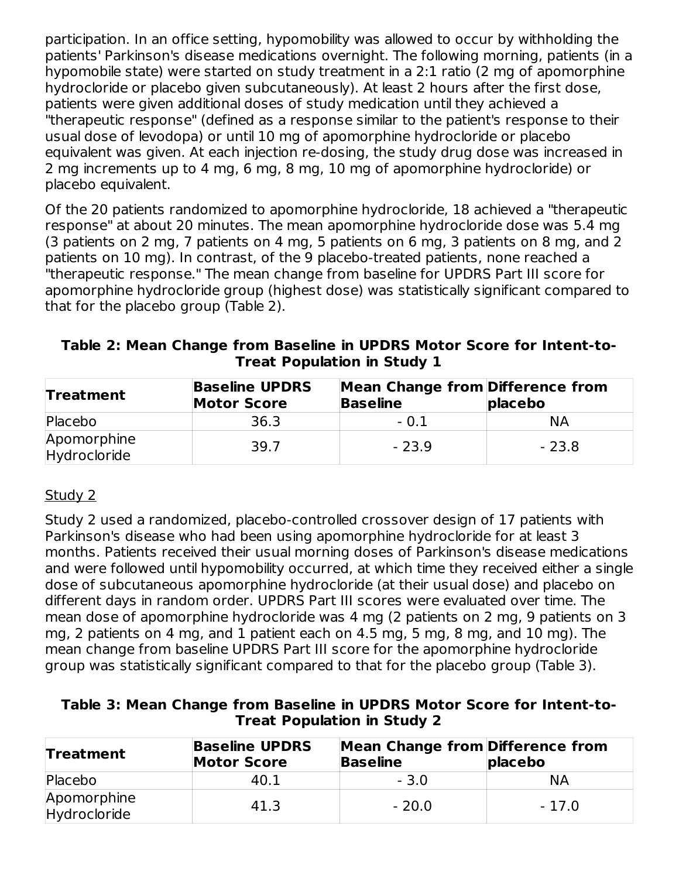participation. In an office setting, hypomobility was allowed to occur by withholding the patients' Parkinson's disease medications overnight. The following morning, patients (in a hypomobile state) were started on study treatment in a 2:1 ratio (2 mg of apomorphine hydrocloride or placebo given subcutaneously). At least 2 hours after the first dose, patients were given additional doses of study medication until they achieved a "therapeutic response" (defined as a response similar to the patient's response to their usual dose of levodopa) or until 10 mg of apomorphine hydrocloride or placebo equivalent was given. At each injection re-dosing, the study drug dose was increased in 2 mg increments up to 4 mg, 6 mg, 8 mg, 10 mg of apomorphine hydrocloride) or placebo equivalent.

Of the 20 patients randomized to apomorphine hydrocloride, 18 achieved a "therapeutic response" at about 20 minutes. The mean apomorphine hydrocloride dose was 5.4 mg (3 patients on 2 mg, 7 patients on 4 mg, 5 patients on 6 mg, 3 patients on 8 mg, and 2 patients on 10 mg). In contrast, of the 9 placebo-treated patients, none reached a "therapeutic response." The mean change from baseline for UPDRS Part III score for apomorphine hydrocloride group (highest dose) was statistically significant compared to that for the placebo group (Table 2).

**Table 2: Mean Change from Baseline in UPDRS Motor Score for Intent-to-Treat Population in Study 1**

| Treatment | Baseline UPDRS Motor Score | Mean Change from Baseline | Difference from placebo |
|---|---|---|---|
| Placebo | 36.3 | - 0.1 | NA |
| Apomorphine Hydrocloride | 39.7 | - 23.9 | - 23.8 |

Study 2

Study 2 used a randomized, placebo-controlled crossover design of 17 patients with Parkinson's disease who had been using apomorphine hydrocloride for at least 3 months. Patients received their usual morning doses of Parkinson's disease medications and were followed until hypomobility occurred, at which time they received either a single dose of subcutaneous apomorphine hydrocloride (at their usual dose) and placebo on different days in random order. UPDRS Part III scores were evaluated over time. The mean dose of apomorphine hydrocloride was 4 mg (2 patients on 2 mg, 9 patients on 3 mg, 2 patients on 4 mg, and 1 patient each on 4.5 mg, 5 mg, 8 mg, and 10 mg). The mean change from baseline UPDRS Part III score for the apomorphine hydrocloride group was statistically significant compared to that for the placebo group (Table 3).

**Table 3: Mean Change from Baseline in UPDRS Motor Score for Intent-to-Treat Population in Study 2**

| Treatment | Baseline UPDRS Motor Score | Mean Change from Baseline | Difference from placebo |
|---|---|---|---|
| Placebo | 40.1 | - 3.0 | NA |
| Apomorphine Hydrocloride | 41.3 | - 20.0 | - 17.0 |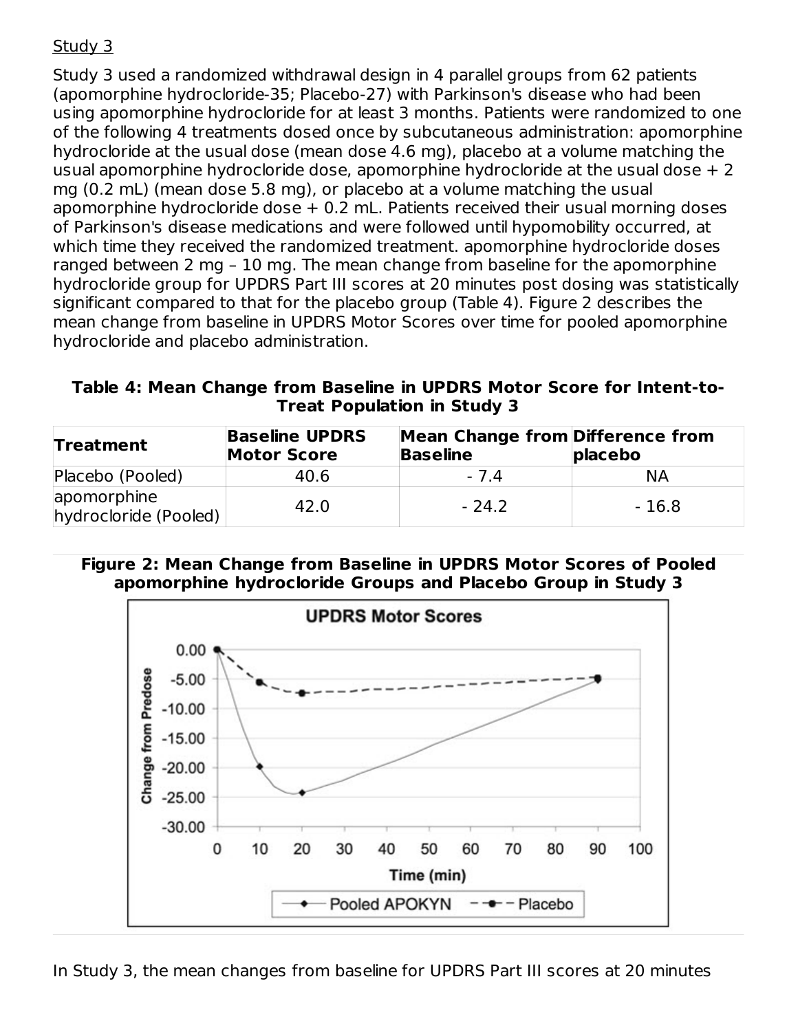Study 3

Study 3 used a randomized withdrawal design in 4 parallel groups from 62 patients (apomorphine hydrocloride-35; Placebo-27) with Parkinson's disease who had been using apomorphine hydrocloride for at least 3 months. Patients were randomized to one of the following 4 treatments dosed once by subcutaneous administration: apomorphine hydrocloride at the usual dose (mean dose 4.6 mg), placebo at a volume matching the usual apomorphine hydrocloride dose, apomorphine hydrocloride at the usual dose + 2 mg (0.2 mL) (mean dose 5.8 mg), or placebo at a volume matching the usual apomorphine hydrocloride dose + 0.2 mL. Patients received their usual morning doses of Parkinson's disease medications and were followed until hypomobility occurred, at which time they received the randomized treatment. apomorphine hydrocloride doses ranged between 2 mg – 10 mg. The mean change from baseline for the apomorphine hydrocloride group for UPDRS Part III scores at 20 minutes post dosing was statistically significant compared to that for the placebo group (Table 4). Figure 2 describes the mean change from baseline in UPDRS Motor Scores over time for pooled apomorphine hydrocloride and placebo administration.

**Table 4: Mean Change from Baseline in UPDRS Motor Score for Intent-to-Treat Population in Study 3**

| Treatment | Baseline UPDRS Motor Score | Mean Change from Baseline | Difference from placebo |
|---|---|---|---|
| Placebo (Pooled) | 40.6 | - 7.4 | NA |
| apomorphine hydrocloride (Pooled) | 42.0 | - 24.2 | - 16.8 |

**Figure 2: Mean Change from Baseline in UPDRS Motor Scores of Pooled apomorphine hydrocloride Groups and Placebo Group in Study 3**

In Study 3, the mean changes from baseline for UPDRS Part III scores at 20 minutes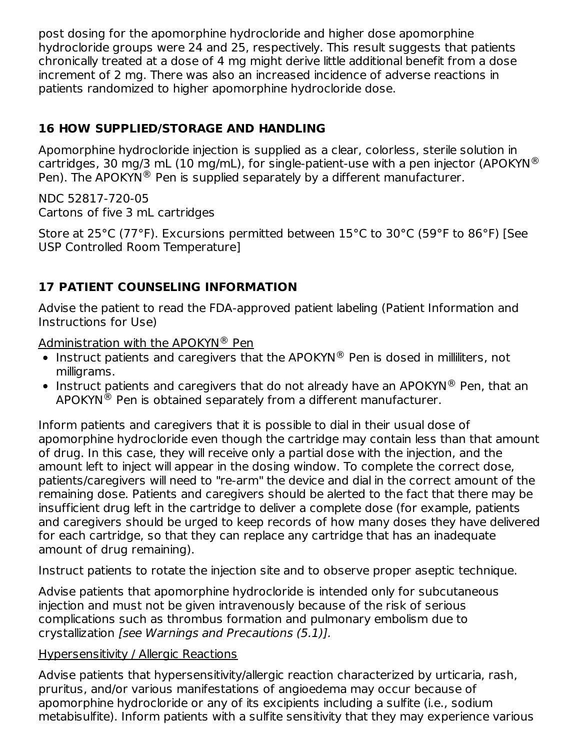post dosing for the apomorphine hydrocloride and higher dose apomorphine hydrocloride groups were 24 and 25, respectively. This result suggests that patients chronically treated at a dose of 4 mg might derive little additional benefit from a dose increment of 2 mg. There was also an increased incidence of adverse reactions in patients randomized to higher apomorphine hydrocloride dose.

## 16 HOW SUPPLIED/STORAGE AND HANDLING

Apomorphine hydrocloride injection is supplied as a clear, colorless, sterile solution in cartridges, 30 mg/3 mL (10 mg/mL), for single-patient-use with a pen injector (APOKYN® Pen). The APOKYN® Pen is supplied separately by a different manufacturer.

NDC 52817-720-05
Cartons of five 3 mL cartridges

Store at 25°C (77°F). Excursions permitted between 15°C to 30°C (59°F to 86°F) [See USP Controlled Room Temperature]

## 17 PATIENT COUNSELING INFORMATION

Advise the patient to read the FDA-approved patient labeling (Patient Information and Instructions for Use)

Administration with the APOKYN® Pen

- Instruct patients and caregivers that the APOKYN® Pen is dosed in milliliters, not milligrams.
- Instruct patients and caregivers that do not already have an APOKYN® Pen, that an APOKYN® Pen is obtained separately from a different manufacturer.

Inform patients and caregivers that it is possible to dial in their usual dose of apomorphine hydrocloride even though the cartridge may contain less than that amount of drug. In this case, they will receive only a partial dose with the injection, and the amount left to inject will appear in the dosing window. To complete the correct dose, patients/caregivers will need to "re-arm" the device and dial in the correct amount of the remaining dose. Patients and caregivers should be alerted to the fact that there may be insufficient drug left in the cartridge to deliver a complete dose (for example, patients and caregivers should be urged to keep records of how many doses they have delivered for each cartridge, so that they can replace any cartridge that has an inadequate amount of drug remaining).

Instruct patients to rotate the injection site and to observe proper aseptic technique.

Advise patients that apomorphine hydrocloride is intended only for subcutaneous injection and must not be given intravenously because of the risk of serious complications such as thrombus formation and pulmonary embolism due to crystallization *[see Warnings and Precautions (5.1)].*

Hypersensitivity / Allergic Reactions

Advise patients that hypersensitivity/allergic reaction characterized by urticaria, rash, pruritus, and/or various manifestations of angioedema may occur because of apomorphine hydrocloride or any of its excipients including a sulfite (i.e., sodium metabisulfite). Inform patients with a sulfite sensitivity that they may experience various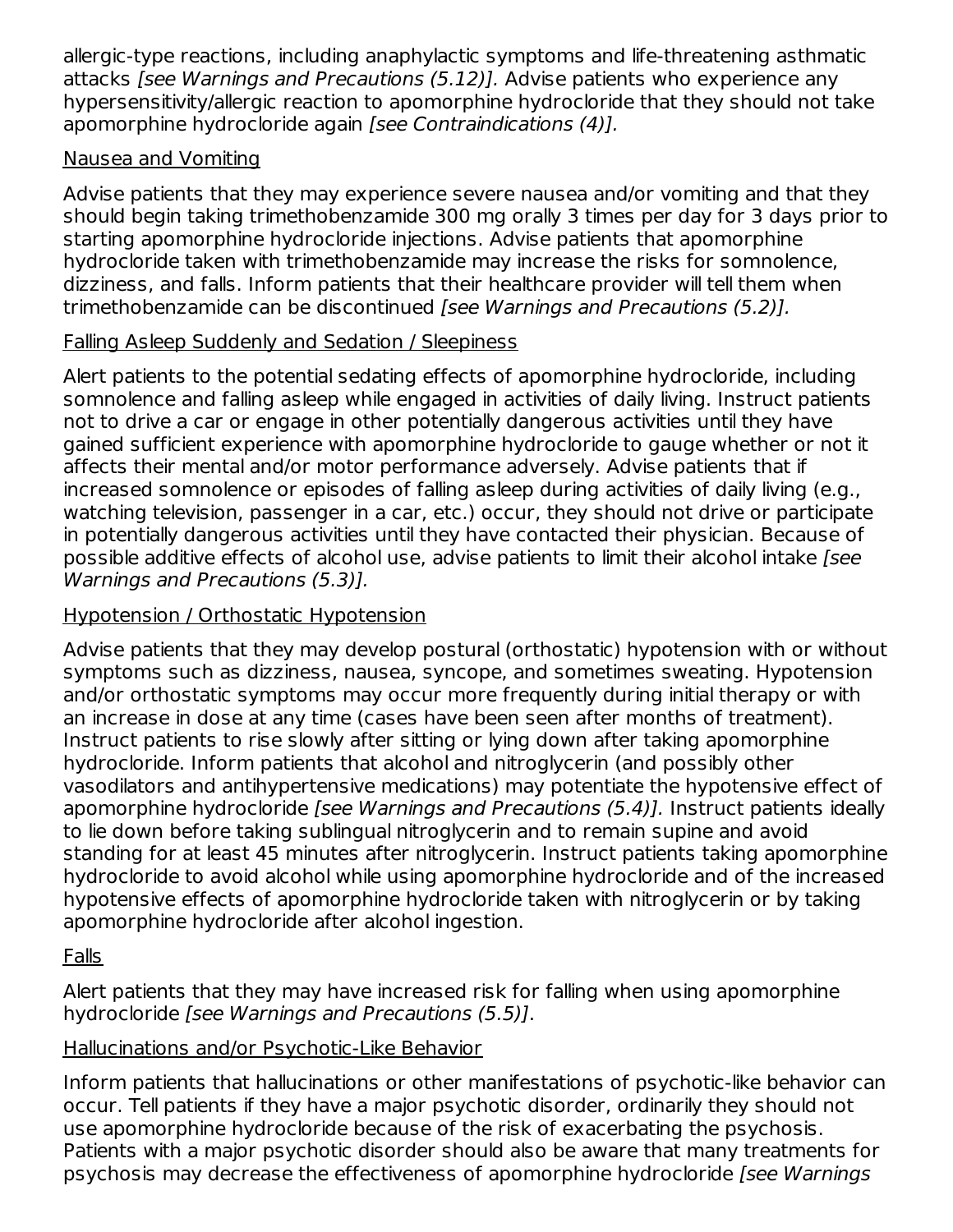allergic-type reactions, including anaphylactic symptoms and life-threatening asthmatic attacks *[see Warnings and Precautions (5.12)].* Advise patients who experience any hypersensitivity/allergic reaction to apomorphine hydrocloride that they should not take apomorphine hydrocloride again *[see Contraindications (4)].*

Nausea and Vomiting

Advise patients that they may experience severe nausea and/or vomiting and that they should begin taking trimethobenzamide 300 mg orally 3 times per day for 3 days prior to starting apomorphine hydrocloride injections. Advise patients that apomorphine hydrocloride taken with trimethobenzamide may increase the risks for somnolence, dizziness, and falls. Inform patients that their healthcare provider will tell them when trimethobenzamide can be discontinued *[see Warnings and Precautions (5.2)].*

Falling Asleep Suddenly and Sedation / Sleepiness

Alert patients to the potential sedating effects of apomorphine hydrocloride, including somnolence and falling asleep while engaged in activities of daily living. Instruct patients not to drive a car or engage in other potentially dangerous activities until they have gained sufficient experience with apomorphine hydrocloride to gauge whether or not it affects their mental and/or motor performance adversely. Advise patients that if increased somnolence or episodes of falling asleep during activities of daily living (e.g., watching television, passenger in a car, etc.) occur, they should not drive or participate in potentially dangerous activities until they have contacted their physician. Because of possible additive effects of alcohol use, advise patients to limit their alcohol intake *[see Warnings and Precautions (5.3)].*

Hypotension / Orthostatic Hypotension

Advise patients that they may develop postural (orthostatic) hypotension with or without symptoms such as dizziness, nausea, syncope, and sometimes sweating. Hypotension and/or orthostatic symptoms may occur more frequently during initial therapy or with an increase in dose at any time (cases have been seen after months of treatment). Instruct patients to rise slowly after sitting or lying down after taking apomorphine hydrocloride. Inform patients that alcohol and nitroglycerin (and possibly other vasodilators and antihypertensive medications) may potentiate the hypotensive effect of apomorphine hydrocloride *[see Warnings and Precautions (5.4)].* Instruct patients ideally to lie down before taking sublingual nitroglycerin and to remain supine and avoid standing for at least 45 minutes after nitroglycerin. Instruct patients taking apomorphine hydrocloride to avoid alcohol while using apomorphine hydrocloride and of the increased hypotensive effects of apomorphine hydrocloride taken with nitroglycerin or by taking apomorphine hydrocloride after alcohol ingestion.

Falls

Alert patients that they may have increased risk for falling when using apomorphine hydrocloride *[see Warnings and Precautions (5.5)]*.

Hallucinations and/or Psychotic-Like Behavior

Inform patients that hallucinations or other manifestations of psychotic-like behavior can occur. Tell patients if they have a major psychotic disorder, ordinarily they should not use apomorphine hydrocloride because of the risk of exacerbating the psychosis. Patients with a major psychotic disorder should also be aware that many treatments for psychosis may decrease the effectiveness of apomorphine hydrocloride *[see Warnings*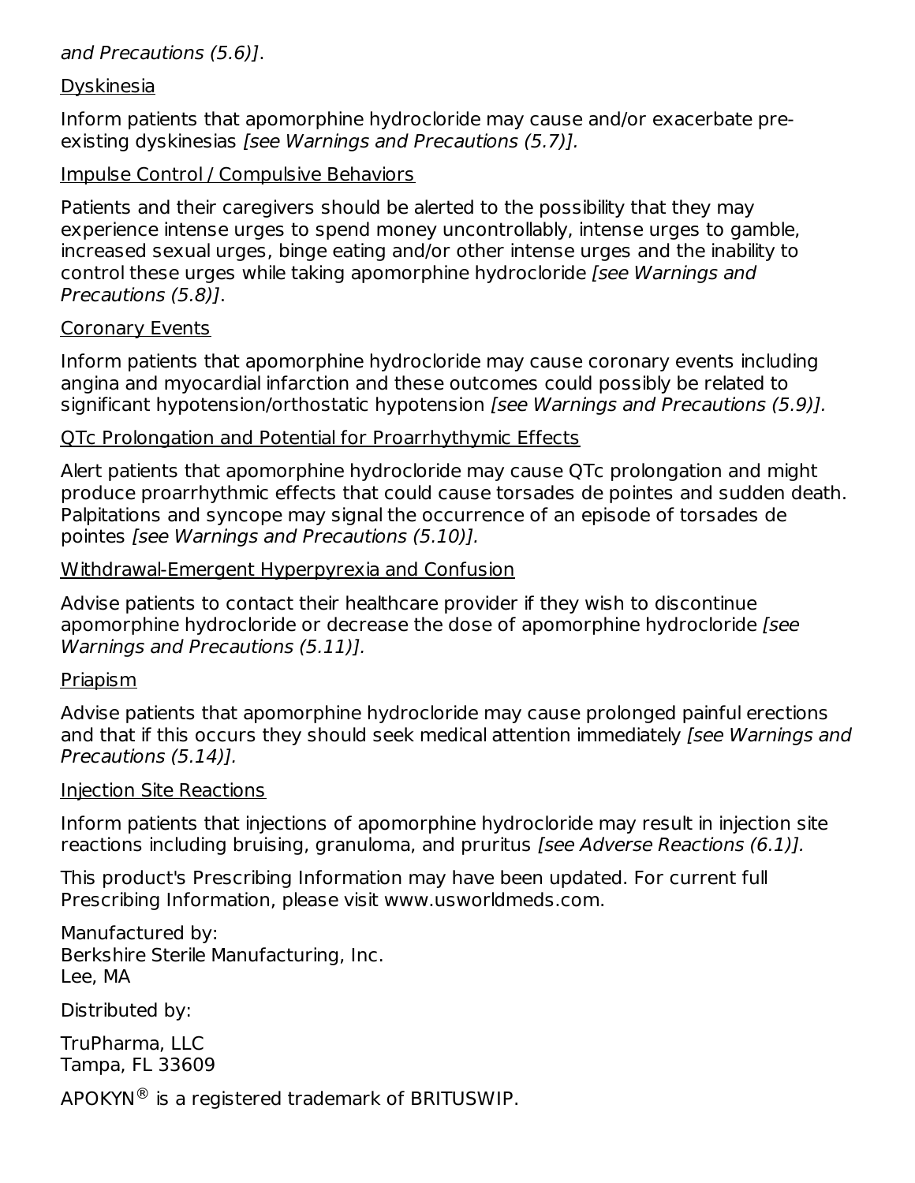*and Precautions (5.6)]*.

Dyskinesia

Inform patients that apomorphine hydrocloride may cause and/or exacerbate pre-existing dyskinesias *[see Warnings and Precautions (5.7)].*

Impulse Control / Compulsive Behaviors

Patients and their caregivers should be alerted to the possibility that they may experience intense urges to spend money uncontrollably, intense urges to gamble, increased sexual urges, binge eating and/or other intense urges and the inability to control these urges while taking apomorphine hydrocloride *[see Warnings and Precautions (5.8)]*.

Coronary Events

Inform patients that apomorphine hydrocloride may cause coronary events including angina and myocardial infarction and these outcomes could possibly be related to significant hypotension/orthostatic hypotension *[see Warnings and Precautions (5.9)].*

QTc Prolongation and Potential for Proarrhythymic Effects

Alert patients that apomorphine hydrocloride may cause QTc prolongation and might produce proarrhythmic effects that could cause torsades de pointes and sudden death. Palpitations and syncope may signal the occurrence of an episode of torsades de pointes *[see Warnings and Precautions (5.10)].*

Withdrawal-Emergent Hyperpyrexia and Confusion

Advise patients to contact their healthcare provider if they wish to discontinue apomorphine hydrocloride or decrease the dose of apomorphine hydrocloride *[see Warnings and Precautions (5.11)].*

Priapism

Advise patients that apomorphine hydrocloride may cause prolonged painful erections and that if this occurs they should seek medical attention immediately *[see Warnings and Precautions (5.14)].*

Injection Site Reactions

Inform patients that injections of apomorphine hydrocloride may result in injection site reactions including bruising, granuloma, and pruritus *[see Adverse Reactions (6.1)].*

This product's Prescribing Information may have been updated. For current full Prescribing Information, please visit www.usworldmeds.com.

Manufactured by:
Berkshire Sterile Manufacturing, Inc.
Lee, MA

Distributed by:

TruPharma, LLC
Tampa, FL 33609

APOKYN® is a registered trademark of BRITUSWIP.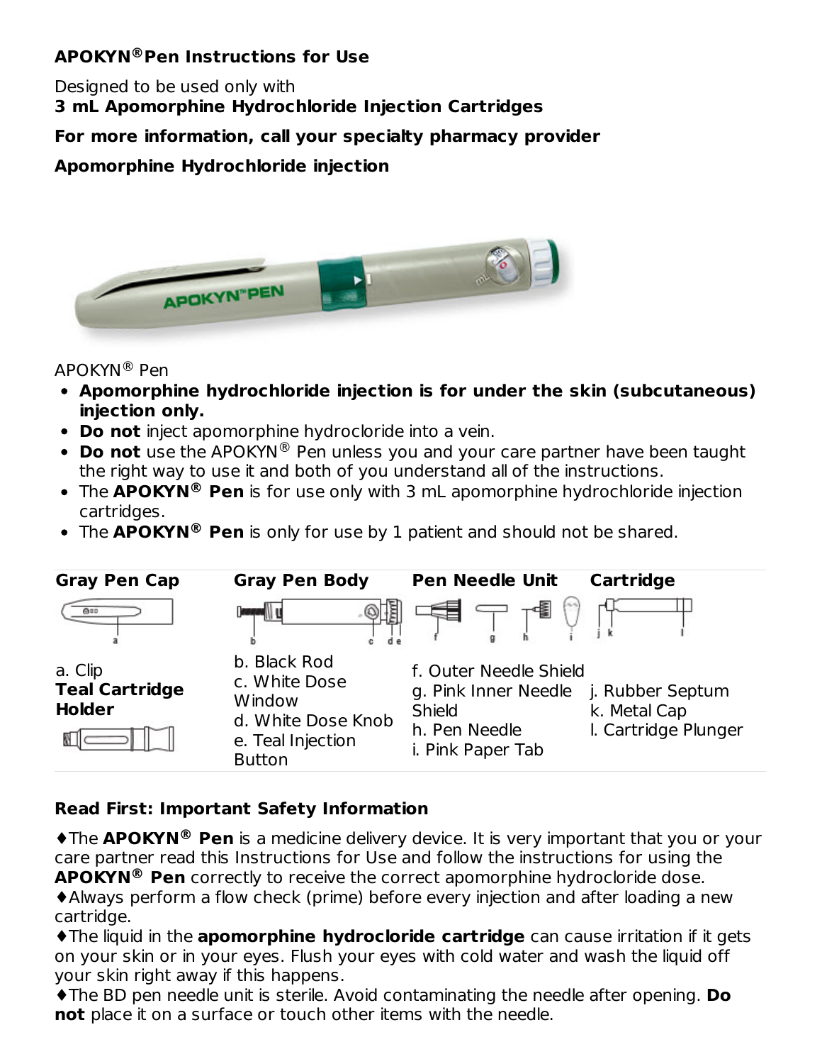**APOKYN® Pen Instructions for Use**

Designed to be used only with
**3 mL Apomorphine Hydrochloride Injection Cartridges**

**For more information, call your specialty pharmacy provider**

**Apomorphine Hydrochloride injection**

APOKYN® Pen

- **Apomorphine hydrochloride injection is for under the skin (subcutaneous) injection only.**
- **Do not** inject apomorphine hydrocloride into a vein.
- **Do not** use the APOKYN® Pen unless you and your care partner have been taught the right way to use it and both of you understand all of the instructions.
- The **APOKYN® Pen** is for use only with 3 mL apomorphine hydrochloride injection cartridges.
- The **APOKYN® Pen** is only for use by 1 patient and should not be shared.

| Gray Pen Cap | Gray Pen Body | Pen Needle Unit | Cartridge |
|---|---|---|---|
| a. Clip<br>**Teal Cartridge Holder** | b. Black Rod<br>c. White Dose Window<br>d. White Dose Knob<br>e. Teal Injection Button | f. Outer Needle Shield<br>g. Pink Inner Needle Shield<br>h. Pen Needle<br>i. Pink Paper Tab | j. Rubber Septum<br>k. Metal Cap<br>l. Cartridge Plunger |

**Read First: Important Safety Information**

♦The **APOKYN® Pen** is a medicine delivery device. It is very important that you or your care partner read this Instructions for Use and follow the instructions for using the **APOKYN® Pen** correctly to receive the correct apomorphine hydrocloride dose.
♦Always perform a flow check (prime) before every injection and after loading a new cartridge.
♦The liquid in the **apomorphine hydrocloride cartridge** can cause irritation if it gets on your skin or in your eyes. Flush your eyes with cold water and wash the liquid off your skin right away if this happens.
♦The BD pen needle unit is sterile. Avoid contaminating the needle after opening. **Do not** place it on a surface or touch other items with the needle.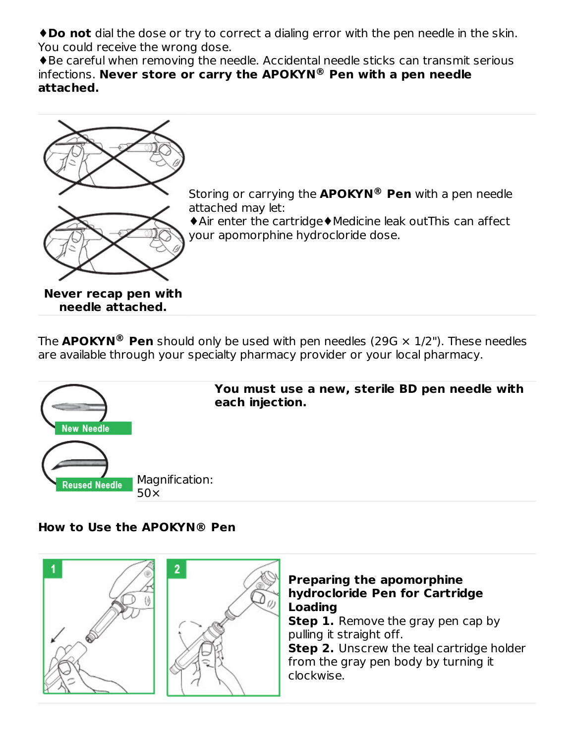♦**Do not** dial the dose or try to correct a dialing error with the pen needle in the skin. You could receive the wrong dose.
♦Be careful when removing the needle. Accidental needle sticks can transmit serious infections. **Never store or carry the APOKYN® Pen with a pen needle attached.**

**Never recap pen with needle attached.**

Storing or carrying the **APOKYN® Pen** with a pen needle attached may let:
♦Air enter the cartridge♦Medicine leak outThis can affect your apomorphine hydrocloride dose.

The **APOKYN® Pen** should only be used with pen needles (29G × 1/2"). These needles are available through your specialty pharmacy provider or your local pharmacy.

New Needle

Reused Needle

Magnification: 50×

**You must use a new, sterile BD pen needle with each injection.**

**How to Use the APOKYN® Pen**

**Preparing the apomorphine hydrocloride Pen for Cartridge Loading**
**Step 1.** Remove the gray pen cap by pulling it straight off.
**Step 2.** Unscrew the teal cartridge holder from the gray pen body by turning it clockwise.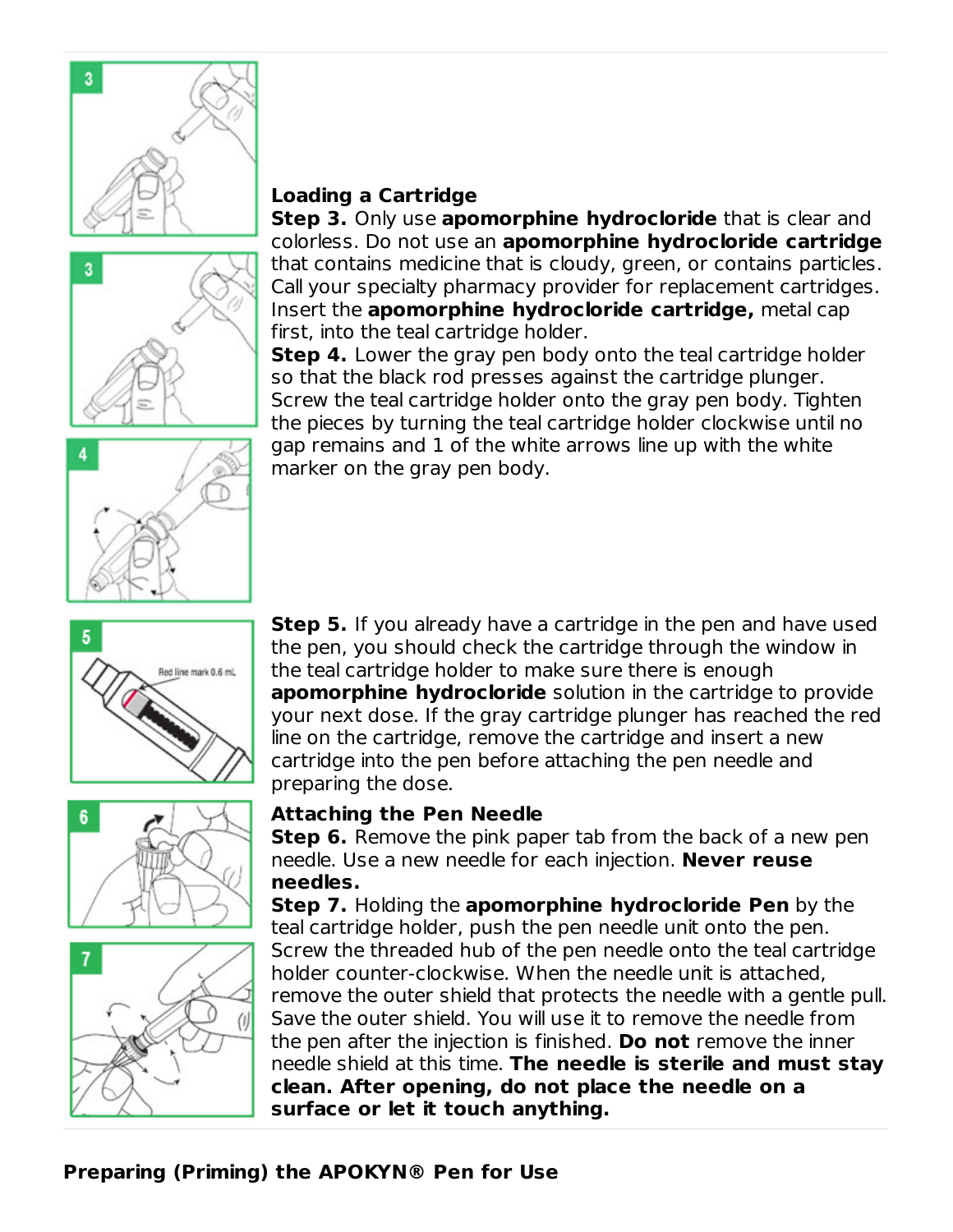**Loading a Cartridge**

**Step 3.** Only use **apomorphine hydrocloride** that is clear and colorless. Do not use an **apomorphine hydrocloride cartridge** that contains medicine that is cloudy, green, or contains particles. Call your specialty pharmacy provider for replacement cartridges. Insert the **apomorphine hydrocloride cartridge,** metal cap first, into the teal cartridge holder.

**Step 4.** Lower the gray pen body onto the teal cartridge holder so that the black rod presses against the cartridge plunger. Screw the teal cartridge holder onto the gray pen body. Tighten the pieces by turning the teal cartridge holder clockwise until no gap remains and 1 of the white arrows line up with the white marker on the gray pen body.

**Step 5.** If you already have a cartridge in the pen and have used the pen, you should check the cartridge through the window in the teal cartridge holder to make sure there is enough **apomorphine hydrocloride** solution in the cartridge to provide your next dose. If the gray cartridge plunger has reached the red line on the cartridge, remove the cartridge and insert a new cartridge into the pen before attaching the pen needle and preparing the dose.

**Attaching the Pen Needle**

**Step 6.** Remove the pink paper tab from the back of a new pen needle. Use a new needle for each injection. **Never reuse needles.**

**Step 7.** Holding the **apomorphine hydrocloride Pen** by the teal cartridge holder, push the pen needle unit onto the pen. Screw the threaded hub of the pen needle onto the teal cartridge holder counter-clockwise. When the needle unit is attached, remove the outer shield that protects the needle with a gentle pull. Save the outer shield. You will use it to remove the needle from the pen after the injection is finished. **Do not** remove the inner needle shield at this time. **The needle is sterile and must stay clean. After opening, do not place the needle on a surface or let it touch anything.**

**Preparing (Priming) the APOKYN® Pen for Use**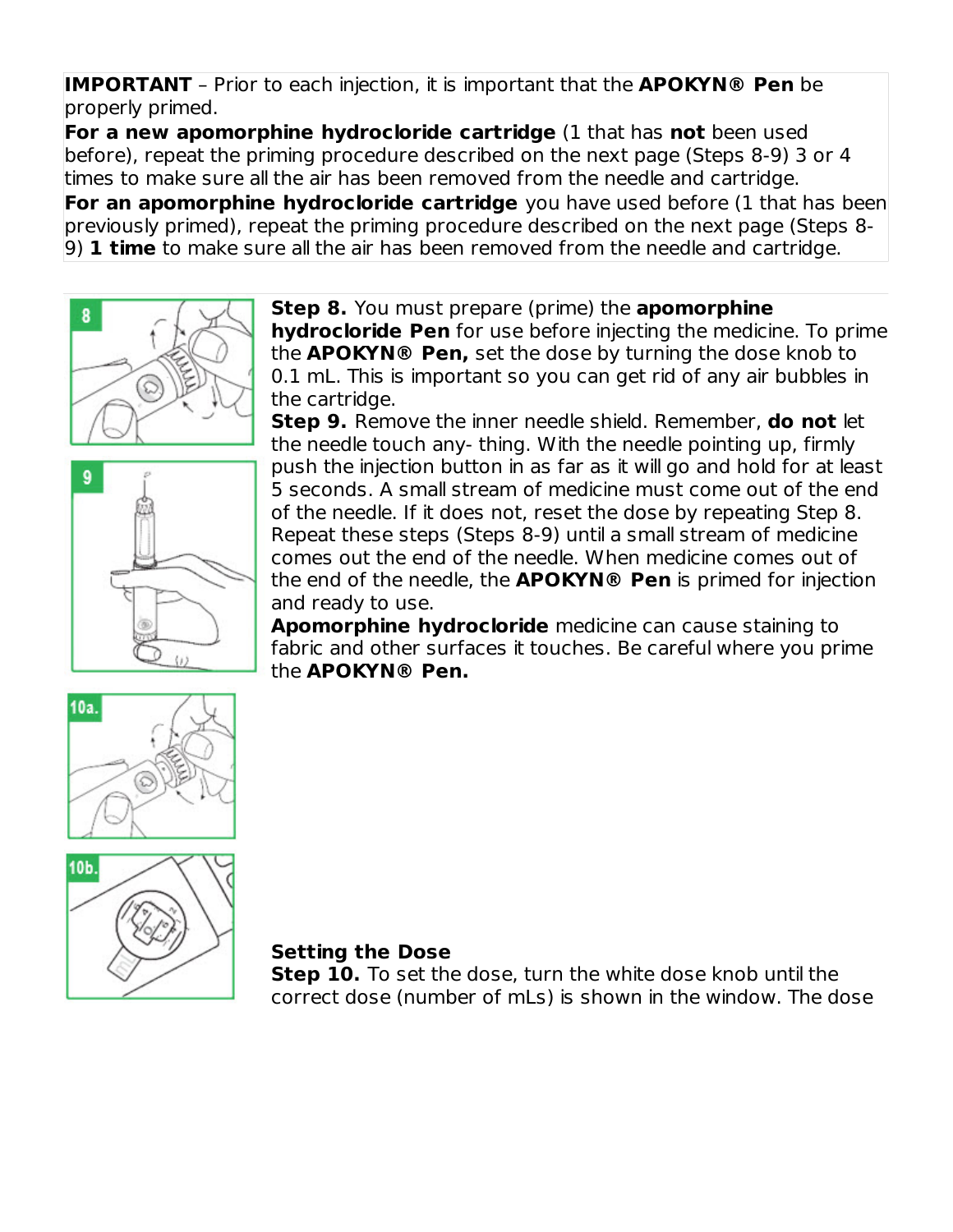**IMPORTANT** – Prior to each injection, it is important that the **APOKYN® Pen** be properly primed.

**For a new apomorphine hydrocloride cartridge** (1 that has **not** been used before), repeat the priming procedure described on the next page (Steps 8-9) 3 or 4 times to make sure all the air has been removed from the needle and cartridge.

**For an apomorphine hydrocloride cartridge** you have used before (1 that has been previously primed), repeat the priming procedure described on the next page (Steps 8-9) **1 time** to make sure all the air has been removed from the needle and cartridge.

**Step 8.** You must prepare (prime) the **apomorphine hydrocloride Pen** for use before injecting the medicine. To prime the **APOKYN® Pen,** set the dose by turning the dose knob to 0.1 mL. This is important so you can get rid of any air bubbles in the cartridge.

**Step 9.** Remove the inner needle shield. Remember, **do not** let the needle touch any- thing. With the needle pointing up, firmly push the injection button in as far as it will go and hold for at least 5 seconds. A small stream of medicine must come out of the end of the needle. If it does not, reset the dose by repeating Step 8. Repeat these steps (Steps 8-9) until a small stream of medicine comes out the end of the needle. When medicine comes out of the end of the needle, the **APOKYN® Pen** is primed for injection and ready to use.

**Apomorphine hydrocloride** medicine can cause staining to fabric and other surfaces it touches. Be careful where you prime the **APOKYN® Pen.**

**Setting the Dose**

**Step 10.** To set the dose, turn the white dose knob until the correct dose (number of mLs) is shown in the window. The dose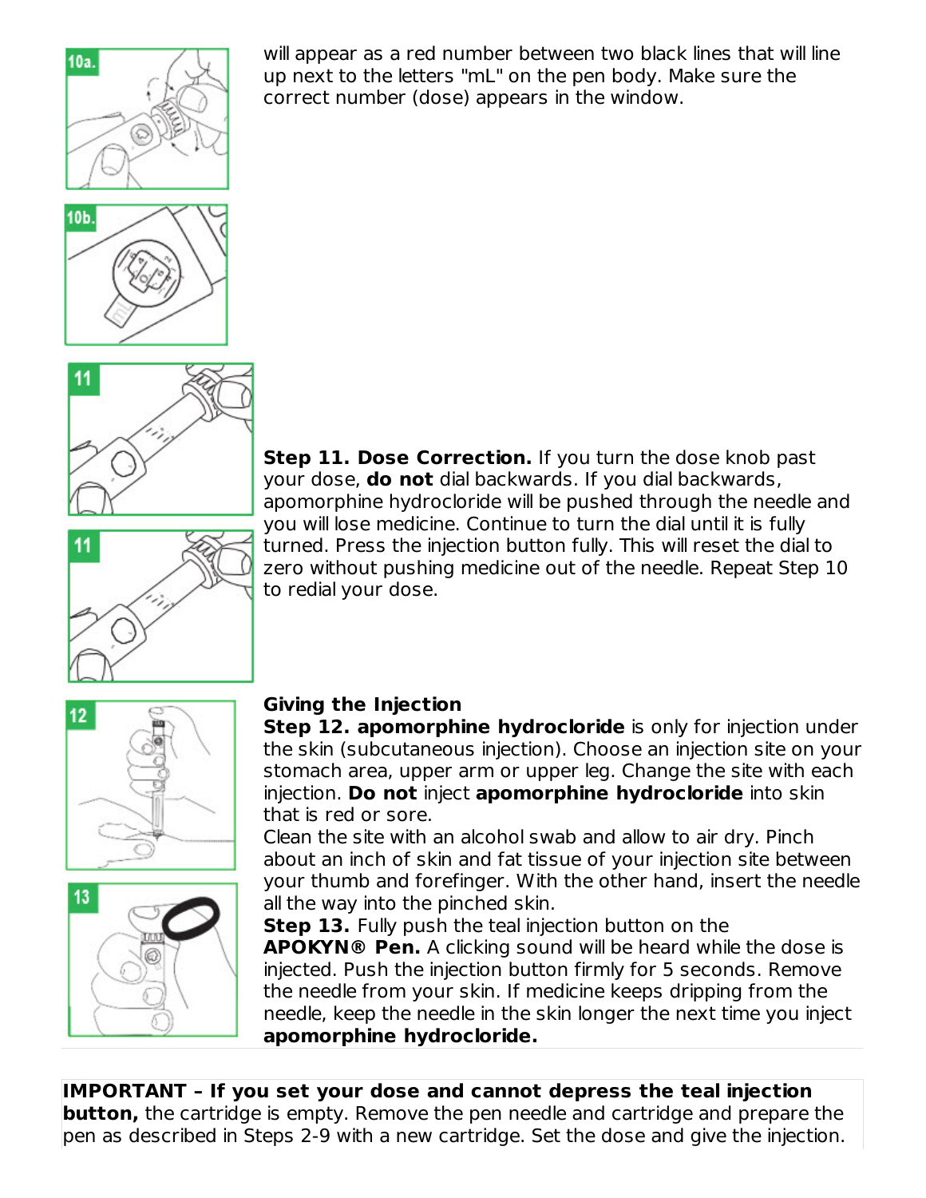will appear as a red number between two black lines that will line up next to the letters "mL" on the pen body. Make sure the correct number (dose) appears in the window.

**Step 11. Dose Correction.** If you turn the dose knob past your dose, **do not** dial backwards. If you dial backwards, apomorphine hydrocloride will be pushed through the needle and you will lose medicine. Continue to turn the dial until it is fully turned. Press the injection button fully. This will reset the dial to zero without pushing medicine out of the needle. Repeat Step 10 to redial your dose.

**Giving the Injection**

**Step 12. apomorphine hydrocloride** is only for injection under the skin (subcutaneous injection). Choose an injection site on your stomach area, upper arm or upper leg. Change the site with each injection. **Do not** inject **apomorphine hydrocloride** into skin that is red or sore.

Clean the site with an alcohol swab and allow to air dry. Pinch about an inch of skin and fat tissue of your injection site between your thumb and forefinger. With the other hand, insert the needle all the way into the pinched skin.

**Step 13.** Fully push the teal injection button on the **APOKYN® Pen.** A clicking sound will be heard while the dose is injected. Push the injection button firmly for 5 seconds. Remove the needle from your skin. If medicine keeps dripping from the needle, keep the needle in the skin longer the next time you inject **apomorphine hydrocloride.**

**IMPORTANT – If you set your dose and cannot depress the teal injection button,** the cartridge is empty. Remove the pen needle and cartridge and prepare the pen as described in Steps 2-9 with a new cartridge. Set the dose and give the injection.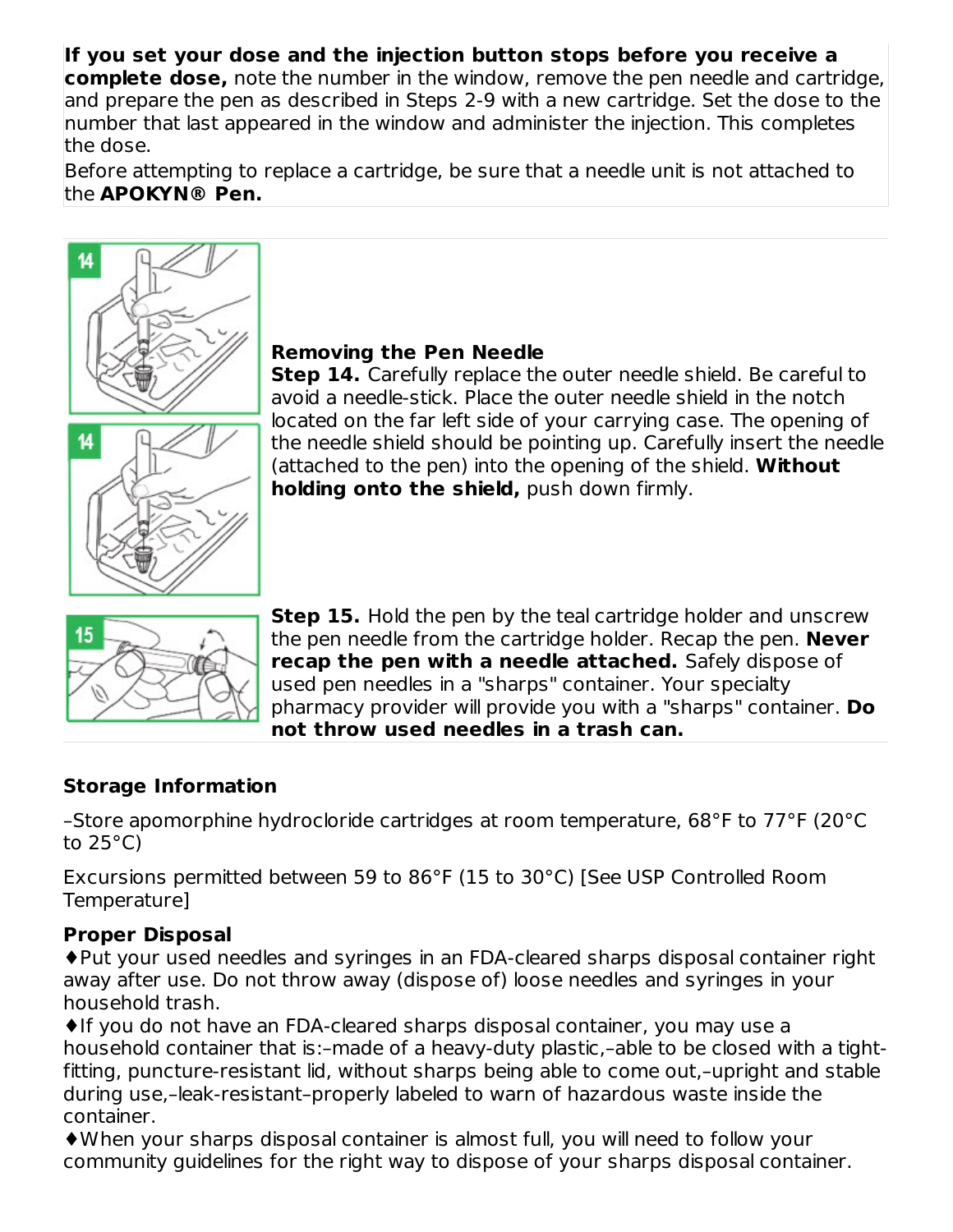**If you set your dose and the injection button stops before you receive a complete dose,** note the number in the window, remove the pen needle and cartridge, and prepare the pen as described in Steps 2-9 with a new cartridge. Set the dose to the number that last appeared in the window and administer the injection. This completes the dose.

Before attempting to replace a cartridge, be sure that a needle unit is not attached to the **APOKYN® Pen.**

**Removing the Pen Needle**

**Step 14.** Carefully replace the outer needle shield. Be careful to avoid a needle-stick. Place the outer needle shield in the notch located on the far left side of your carrying case. The opening of the needle shield should be pointing up. Carefully insert the needle (attached to the pen) into the opening of the shield. **Without holding onto the shield,** push down firmly.

**Step 15.** Hold the pen by the teal cartridge holder and unscrew the pen needle from the cartridge holder. Recap the pen. **Never recap the pen with a needle attached.** Safely dispose of used pen needles in a "sharps" container. Your specialty pharmacy provider will provide you with a "sharps" container. **Do not throw used needles in a trash can.**

**Storage Information**

–Store apomorphine hydrocloride cartridges at room temperature, 68°F to 77°F (20°C to 25°C)

Excursions permitted between 59 to 86°F (15 to 30°C) [See USP Controlled Room Temperature]

**Proper Disposal**

♦Put your used needles and syringes in an FDA-cleared sharps disposal container right away after use. Do not throw away (dispose of) loose needles and syringes in your household trash.

♦If you do not have an FDA-cleared sharps disposal container, you may use a household container that is:–made of a heavy-duty plastic,–able to be closed with a tight-fitting, puncture-resistant lid, without sharps being able to come out,–upright and stable during use,–leak-resistant–properly labeled to warn of hazardous waste inside the container.

♦When your sharps disposal container is almost full, you will need to follow your community guidelines for the right way to dispose of your sharps disposal container.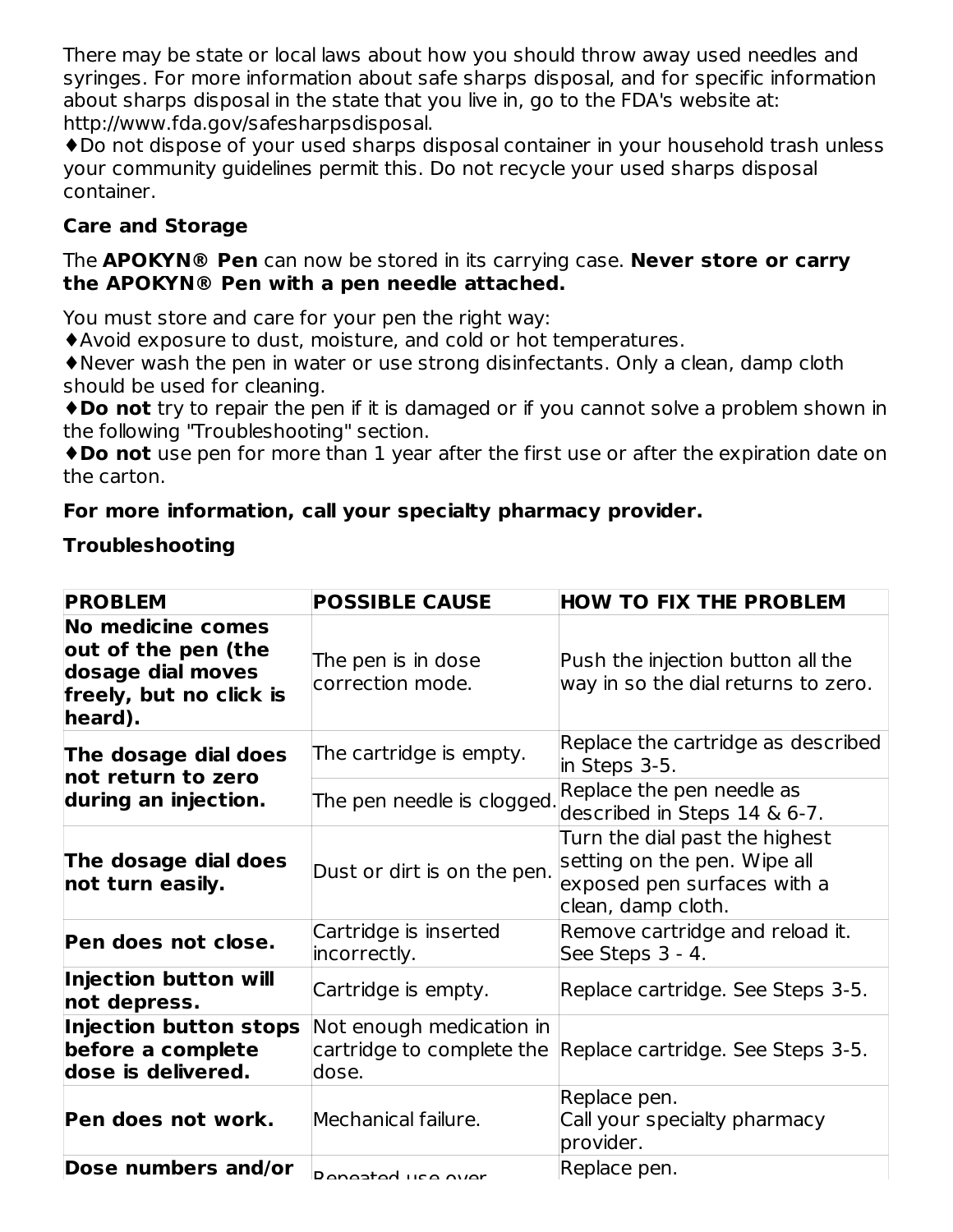There may be state or local laws about how you should throw away used needles and syringes. For more information about safe sharps disposal, and for specific information about sharps disposal in the state that you live in, go to the FDA's website at: http://www.fda.gov/safesharpsdisposal.

♦Do not dispose of your used sharps disposal container in your household trash unless your community guidelines permit this. Do not recycle your used sharps disposal container.

**Care and Storage**

The **APOKYN® Pen** can now be stored in its carrying case. **Never store or carry the APOKYN® Pen with a pen needle attached.**

You must store and care for your pen the right way:

♦Avoid exposure to dust, moisture, and cold or hot temperatures.

♦Never wash the pen in water or use strong disinfectants. Only a clean, damp cloth should be used for cleaning.

♦**Do not** try to repair the pen if it is damaged or if you cannot solve a problem shown in the following "Troubleshooting" section.

♦**Do not** use pen for more than 1 year after the first use or after the expiration date on the carton.

**For more information, call your specialty pharmacy provider.**

**Troubleshooting**

| PROBLEM | POSSIBLE CAUSE | HOW TO FIX THE PROBLEM |
|---|---|---|
| **No medicine comes out of the pen (the dosage dial moves freely, but no click is heard).** | The pen is in dose correction mode. | Push the injection button all the way in so the dial returns to zero. |
| **The dosage dial does not return to zero during an injection.** | The cartridge is empty. | Replace the cartridge as described in Steps 3-5. |
| | The pen needle is clogged. | Replace the pen needle as described in Steps 14 & 6-7. |
| **The dosage dial does not turn easily.** | Dust or dirt is on the pen. | Turn the dial past the highest setting on the pen. Wipe all exposed pen surfaces with a clean, damp cloth. |
| **Pen does not close.** | Cartridge is inserted incorrectly. | Remove cartridge and reload it. See Steps 3 - 4. |
| **Injection button will not depress.** | Cartridge is empty. | Replace cartridge. See Steps 3-5. |
| **Injection button stops before a complete dose is delivered.** | Not enough medication in cartridge to complete the dose. | Replace cartridge. See Steps 3-5. |
| **Pen does not work.** | Mechanical failure. | Replace pen. Call your specialty pharmacy provider. |
| **Dose numbers and/or** | Repeated use over | Replace pen. |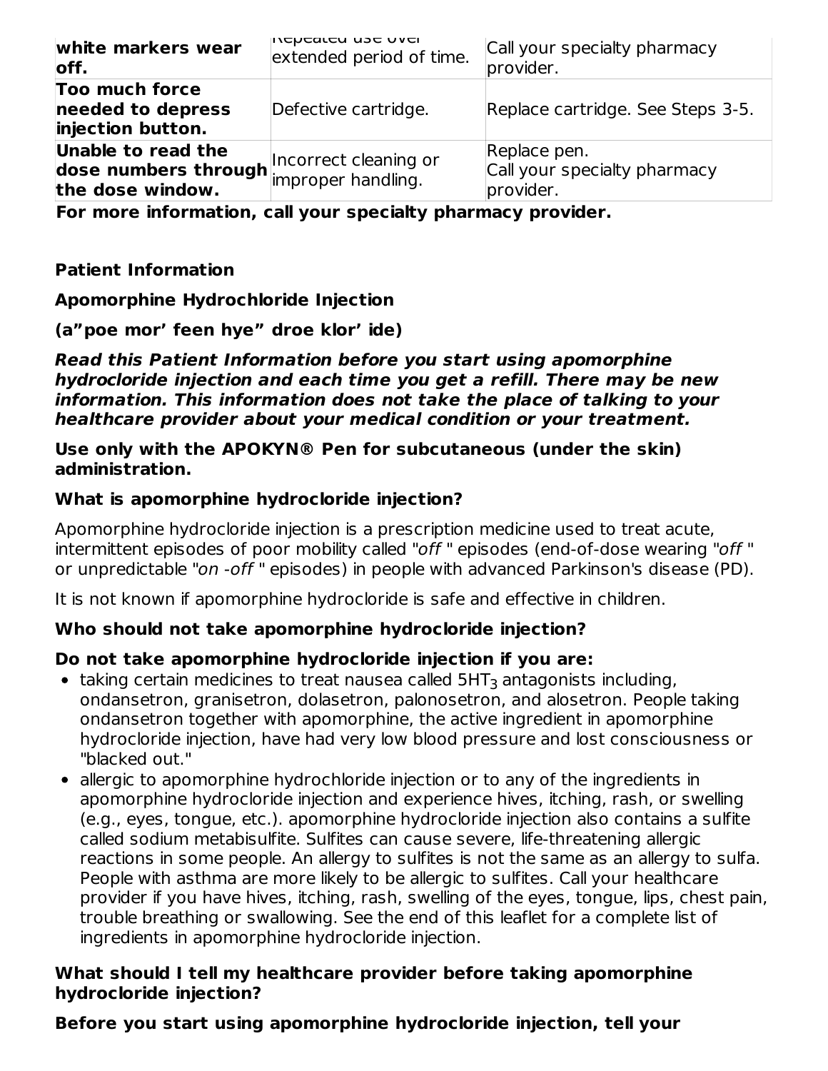| **white markers wear off.** | Repeated use over extended period of time. | Call your specialty pharmacy provider. |
|---|---|---|
| **Too much force needed to depress injection button.** | Defective cartridge. | Replace cartridge. See Steps 3-5. |
| **Unable to read the dose numbers through the dose window.** | Incorrect cleaning or improper handling. | Replace pen. Call your specialty pharmacy provider. |

**For more information, call your specialty pharmacy provider.**

**Patient Information**

**Apomorphine Hydrochloride Injection**

**(a"poe mor' feen hye" droe klor' ide)**

***Read this Patient Information before you start using apomorphine hydrocloride injection and each time you get a refill. There may be new information. This information does not take the place of talking to your healthcare provider about your medical condition or your treatment.***

**Use only with the APOKYN® Pen for subcutaneous (under the skin) administration.**

**What is apomorphine hydrocloride injection?**

Apomorphine hydrocloride injection is a prescription medicine used to treat acute, intermittent episodes of poor mobility called "*off* " episodes (end-of-dose wearing "*off* " or unpredictable "*on -off* " episodes) in people with advanced Parkinson's disease (PD).

It is not known if apomorphine hydrocloride is safe and effective in children.

**Who should not take apomorphine hydrocloride injection?**

**Do not take apomorphine hydrocloride injection if you are:**

- taking certain medicines to treat nausea called $5HT_3$ antagonists including, ondansetron, granisetron, dolasetron, palonosetron, and alosetron. People taking ondansetron together with apomorphine, the active ingredient in apomorphine hydrocloride injection, have had very low blood pressure and lost consciousness or "blacked out."
- allergic to apomorphine hydrochloride injection or to any of the ingredients in apomorphine hydrocloride injection and experience hives, itching, rash, or swelling (e.g., eyes, tongue, etc.). apomorphine hydrocloride injection also contains a sulfite called sodium metabisulfite. Sulfites can cause severe, life-threatening allergic reactions in some people. An allergy to sulfites is not the same as an allergy to sulfa. People with asthma are more likely to be allergic to sulfites. Call your healthcare provider if you have hives, itching, rash, swelling of the eyes, tongue, lips, chest pain, trouble breathing or swallowing. See the end of this leaflet for a complete list of ingredients in apomorphine hydrocloride injection.

**What should I tell my healthcare provider before taking apomorphine hydrocloride injection?**

**Before you start using apomorphine hydrocloride injection, tell your**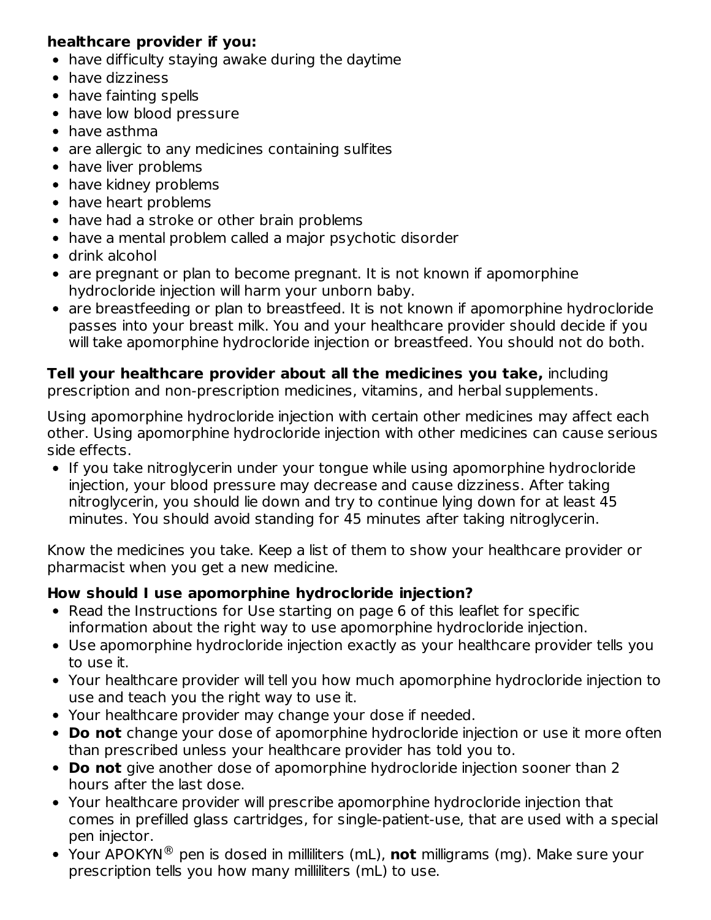**healthcare provider if you:**

- have difficulty staying awake during the daytime
- have dizziness
- have fainting spells
- have low blood pressure
- have asthma
- are allergic to any medicines containing sulfites
- have liver problems
- have kidney problems
- have heart problems
- have had a stroke or other brain problems
- have a mental problem called a major psychotic disorder
- drink alcohol
- are pregnant or plan to become pregnant. It is not known if apomorphine hydrocloride injection will harm your unborn baby.
- are breastfeeding or plan to breastfeed. It is not known if apomorphine hydrocloride passes into your breast milk. You and your healthcare provider should decide if you will take apomorphine hydrocloride injection or breastfeed. You should not do both.

**Tell your healthcare provider about all the medicines you take,** including prescription and non-prescription medicines, vitamins, and herbal supplements.

Using apomorphine hydrocloride injection with certain other medicines may affect each other. Using apomorphine hydrocloride injection with other medicines can cause serious side effects.

- If you take nitroglycerin under your tongue while using apomorphine hydrocloride injection, your blood pressure may decrease and cause dizziness. After taking nitroglycerin, you should lie down and try to continue lying down for at least 45 minutes. You should avoid standing for 45 minutes after taking nitroglycerin.

Know the medicines you take. Keep a list of them to show your healthcare provider or pharmacist when you get a new medicine.

**How should I use apomorphine hydrocloride injection?**

- Read the Instructions for Use starting on page 6 of this leaflet for specific information about the right way to use apomorphine hydrocloride injection.
- Use apomorphine hydrocloride injection exactly as your healthcare provider tells you to use it.
- Your healthcare provider will tell you how much apomorphine hydrocloride injection to use and teach you the right way to use it.
- Your healthcare provider may change your dose if needed.
- **Do not** change your dose of apomorphine hydrocloride injection or use it more often than prescribed unless your healthcare provider has told you to.
- **Do not** give another dose of apomorphine hydrocloride injection sooner than 2 hours after the last dose.
- Your healthcare provider will prescribe apomorphine hydrocloride injection that comes in prefilled glass cartridges, for single-patient-use, that are used with a special pen injector.
- Your APOKYN® pen is dosed in milliliters (mL), **not** milligrams (mg). Make sure your prescription tells you how many milliliters (mL) to use.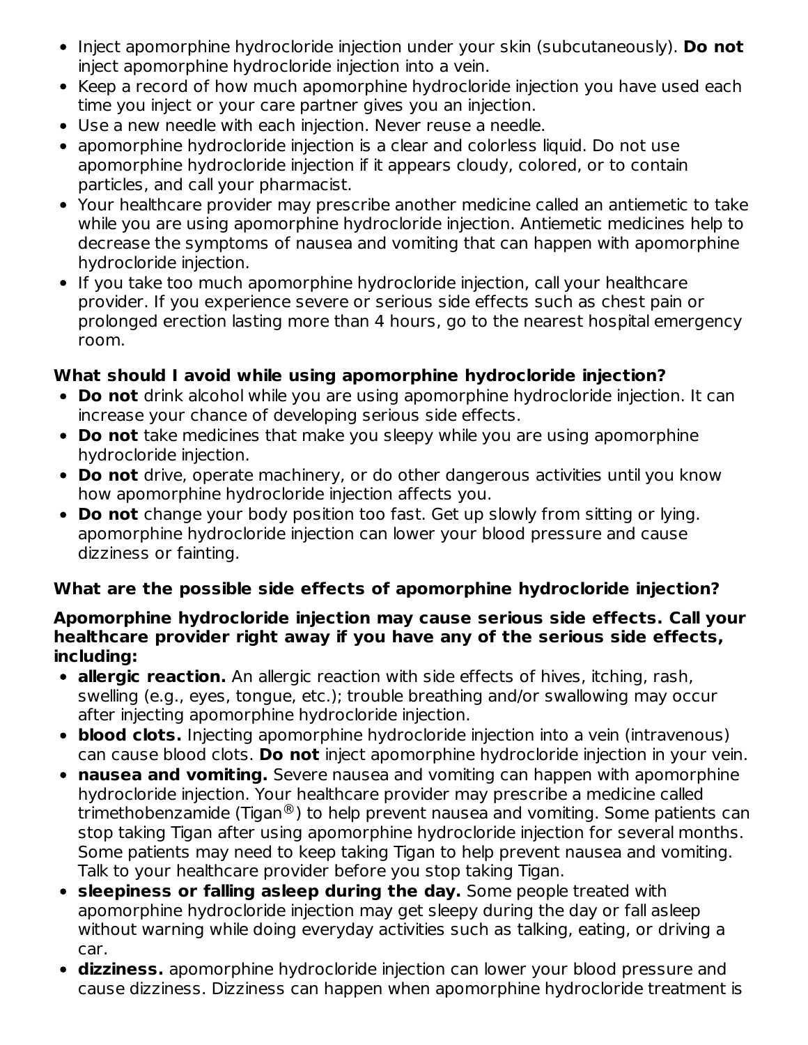- Inject apomorphine hydrocloride injection under your skin (subcutaneously). **Do not** inject apomorphine hydrocloride injection into a vein.
- Keep a record of how much apomorphine hydrocloride injection you have used each time you inject or your care partner gives you an injection.
- Use a new needle with each injection. Never reuse a needle.
- apomorphine hydrocloride injection is a clear and colorless liquid. Do not use apomorphine hydrocloride injection if it appears cloudy, colored, or to contain particles, and call your pharmacist.
- Your healthcare provider may prescribe another medicine called an antiemetic to take while you are using apomorphine hydrocloride injection. Antiemetic medicines help to decrease the symptoms of nausea and vomiting that can happen with apomorphine hydrocloride injection.
- If you take too much apomorphine hydrocloride injection, call your healthcare provider. If you experience severe or serious side effects such as chest pain or prolonged erection lasting more than 4 hours, go to the nearest hospital emergency room.

**What should I avoid while using apomorphine hydrocloride injection?**

- **Do not** drink alcohol while you are using apomorphine hydrocloride injection. It can increase your chance of developing serious side effects.
- **Do not** take medicines that make you sleepy while you are using apomorphine hydrocloride injection.
- **Do not** drive, operate machinery, or do other dangerous activities until you know how apomorphine hydrocloride injection affects you.
- **Do not** change your body position too fast. Get up slowly from sitting or lying. apomorphine hydrocloride injection can lower your blood pressure and cause dizziness or fainting.

**What are the possible side effects of apomorphine hydrocloride injection?**

**Apomorphine hydrocloride injection may cause serious side effects. Call your healthcare provider right away if you have any of the serious side effects, including:**

- **allergic reaction.** An allergic reaction with side effects of hives, itching, rash, swelling (e.g., eyes, tongue, etc.); trouble breathing and/or swallowing may occur after injecting apomorphine hydrocloride injection.
- **blood clots.** Injecting apomorphine hydrocloride injection into a vein (intravenous) can cause blood clots. **Do not** inject apomorphine hydrocloride injection in your vein.
- **nausea and vomiting.** Severe nausea and vomiting can happen with apomorphine hydrocloride injection. Your healthcare provider may prescribe a medicine called trimethobenzamide (Tigan®) to help prevent nausea and vomiting. Some patients can stop taking Tigan after using apomorphine hydrocloride injection for several months. Some patients may need to keep taking Tigan to help prevent nausea and vomiting. Talk to your healthcare provider before you stop taking Tigan.
- **sleepiness or falling asleep during the day.** Some people treated with apomorphine hydrocloride injection may get sleepy during the day or fall asleep without warning while doing everyday activities such as talking, eating, or driving a car.
- **dizziness.** apomorphine hydrocloride injection can lower your blood pressure and cause dizziness. Dizziness can happen when apomorphine hydrocloride treatment is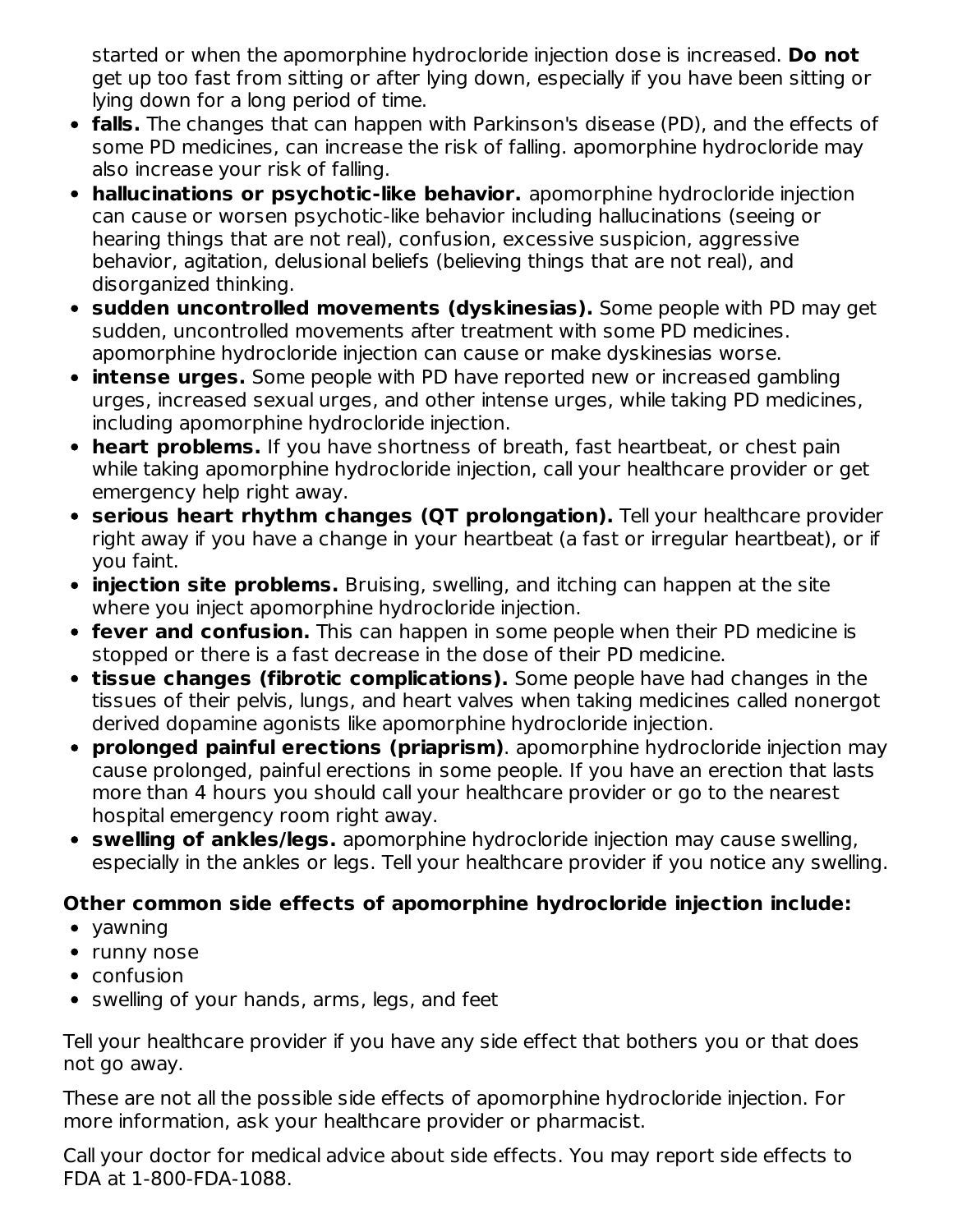started or when the apomorphine hydrocloride injection dose is increased. **Do not** get up too fast from sitting or after lying down, especially if you have been sitting or lying down for a long period of time.

- **falls.** The changes that can happen with Parkinson's disease (PD), and the effects of some PD medicines, can increase the risk of falling. apomorphine hydrocloride may also increase your risk of falling.
- **hallucinations or psychotic-like behavior.** apomorphine hydrocloride injection can cause or worsen psychotic-like behavior including hallucinations (seeing or hearing things that are not real), confusion, excessive suspicion, aggressive behavior, agitation, delusional beliefs (believing things that are not real), and disorganized thinking.
- **sudden uncontrolled movements (dyskinesias).** Some people with PD may get sudden, uncontrolled movements after treatment with some PD medicines. apomorphine hydrocloride injection can cause or make dyskinesias worse.
- **intense urges.** Some people with PD have reported new or increased gambling urges, increased sexual urges, and other intense urges, while taking PD medicines, including apomorphine hydrocloride injection.
- **heart problems.** If you have shortness of breath, fast heartbeat, or chest pain while taking apomorphine hydrocloride injection, call your healthcare provider or get emergency help right away.
- **serious heart rhythm changes (QT prolongation).** Tell your healthcare provider right away if you have a change in your heartbeat (a fast or irregular heartbeat), or if you faint.
- **injection site problems.** Bruising, swelling, and itching can happen at the site where you inject apomorphine hydrocloride injection.
- **fever and confusion.** This can happen in some people when their PD medicine is stopped or there is a fast decrease in the dose of their PD medicine.
- **tissue changes (fibrotic complications).** Some people have had changes in the tissues of their pelvis, lungs, and heart valves when taking medicines called nonergot derived dopamine agonists like apomorphine hydrocloride injection.
- **prolonged painful erections (priaprism)**. apomorphine hydrocloride injection may cause prolonged, painful erections in some people. If you have an erection that lasts more than 4 hours you should call your healthcare provider or go to the nearest hospital emergency room right away.
- **swelling of ankles/legs.** apomorphine hydrocloride injection may cause swelling, especially in the ankles or legs. Tell your healthcare provider if you notice any swelling.

**Other common side effects of apomorphine hydrocloride injection include:**

- yawning
- runny nose
- confusion
- swelling of your hands, arms, legs, and feet

Tell your healthcare provider if you have any side effect that bothers you or that does not go away.

These are not all the possible side effects of apomorphine hydrocloride injection. For more information, ask your healthcare provider or pharmacist.

Call your doctor for medical advice about side effects. You may report side effects to FDA at 1-800-FDA-1088.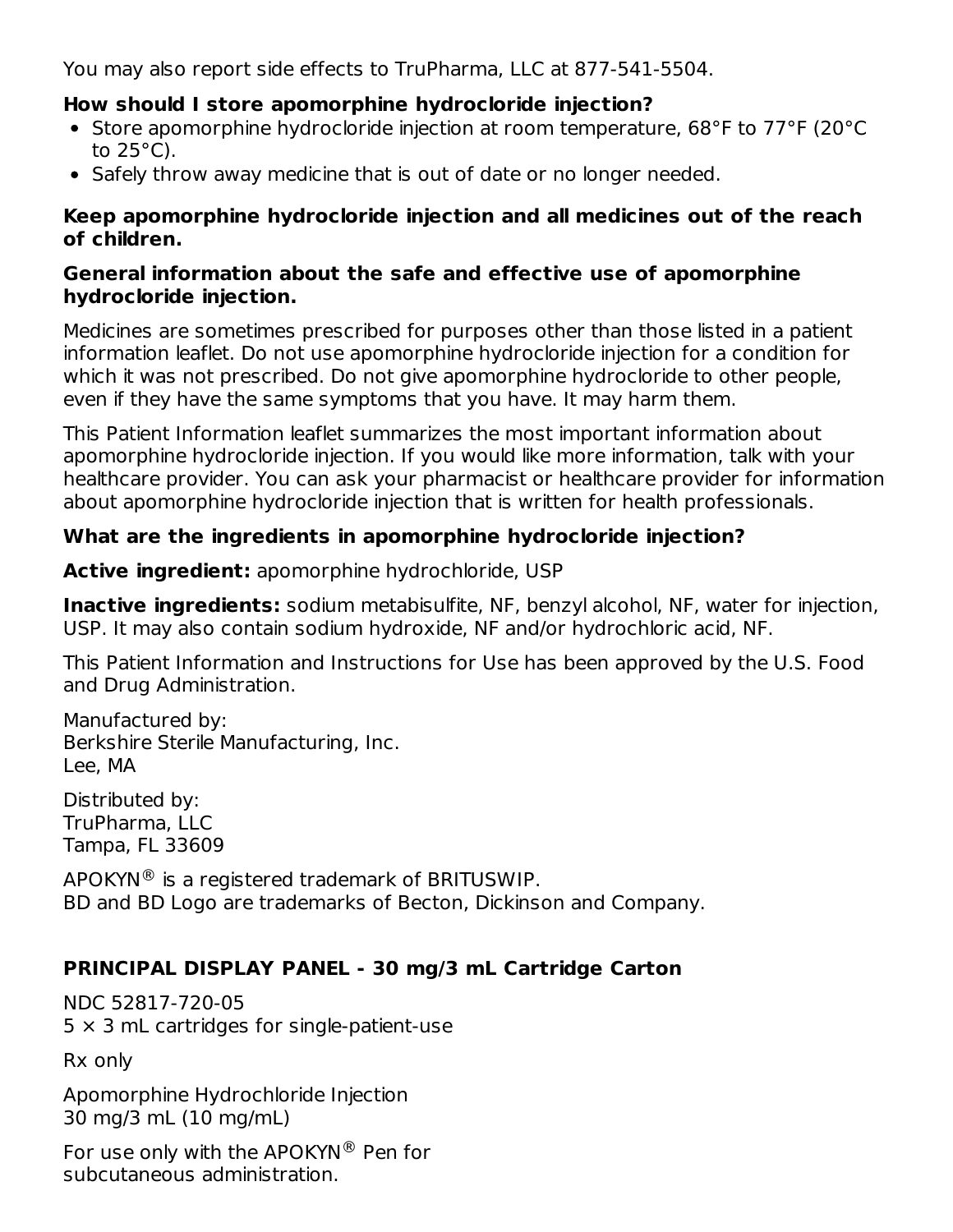You may also report side effects to TruPharma, LLC at 877-541-5504.

**How should I store apomorphine hydrocloride injection?**

- Store apomorphine hydrocloride injection at room temperature, 68°F to 77°F (20°C to 25°C).
- Safely throw away medicine that is out of date or no longer needed.

**Keep apomorphine hydrocloride injection and all medicines out of the reach of children.**

**General information about the safe and effective use of apomorphine hydrocloride injection.**

Medicines are sometimes prescribed for purposes other than those listed in a patient information leaflet. Do not use apomorphine hydrocloride injection for a condition for which it was not prescribed. Do not give apomorphine hydrocloride to other people, even if they have the same symptoms that you have. It may harm them.

This Patient Information leaflet summarizes the most important information about apomorphine hydrocloride injection. If you would like more information, talk with your healthcare provider. You can ask your pharmacist or healthcare provider for information about apomorphine hydrocloride injection that is written for health professionals.

**What are the ingredients in apomorphine hydrocloride injection?**

**Active ingredient:** apomorphine hydrochloride, USP

**Inactive ingredients:** sodium metabisulfite, NF, benzyl alcohol, NF, water for injection, USP. It may also contain sodium hydroxide, NF and/or hydrochloric acid, NF.

This Patient Information and Instructions for Use has been approved by the U.S. Food and Drug Administration.

Manufactured by:
Berkshire Sterile Manufacturing, Inc.
Lee, MA

Distributed by:
TruPharma, LLC
Tampa, FL 33609

APOKYN® is a registered trademark of BRITUSWIP.
BD and BD Logo are trademarks of Becton, Dickinson and Company.

**PRINCIPAL DISPLAY PANEL - 30 mg/3 mL Cartridge Carton**

NDC 52817-720-05
5 × 3 mL cartridges for single-patient-use

Rx only

Apomorphine Hydrochloride Injection
30 mg/3 mL (10 mg/mL)

For use only with the APOKYN® Pen for subcutaneous administration.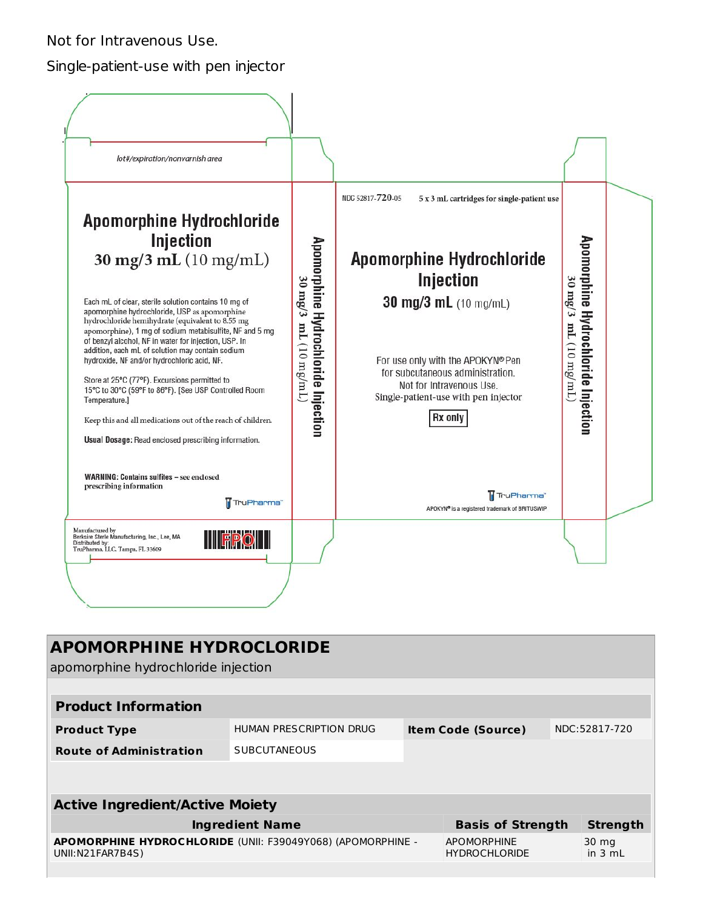Not for Intravenous Use.

Single-patient-use with pen injector

lot#/expiration/nonvarnish area

**Apomorphine Hydrochloride Injection**

**30 mg/3 mL** (10 mg/mL)

Each mL of clear, sterile solution contains 10 mg of apomorphine hydrochloride, USP as apomorphine hydrochloride hemihydrate (equivalent to 8.55 mg apomorphine), 1 mg of sodium metabisulfite, NF and 5 mg of benzyl alcohol, NF in water for injection, USP. In addition, each mL of solution may contain sodium hydroxide, NF and/or hydrochloric acid, NF.

Store at 25°C (77°F). Excursions permitted to 15°C to 30°C (59°F to 86°F). [See USP Controlled Room Temperature.]

Keep this and all medications out of the reach of children.

**Usual Dosage:** Read enclosed prescribing information.

**WARNING: Contains sulfites – see enclosed prescribing information**

TruPharma™

Manufactured by
Berkshire Sterile Manufacturing, Inc., Lee, MA
Distributed by:
TruPharma, LLC. Tampa, FL 33609

FPO

**Apomorphine Hydrochloride Injection**
30 mg/3 mL (10 mg/mL)

NDC 52817-720-05 5 x 3 mL cartridges for single-patient use

**Apomorphine Hydrochloride Injection**

**30 mg/3 mL** (10 mg/mL)

For use only with the APOKYN® Pen for subcutaneous administration.
Not for Intravenous Use.
Single-patient-use with pen injector

**Rx only**

TruPharma™

APOKYN® is a registered trademark of BRITUSWIP

**Apomorphine Hydrochloride Injection**
30 mg/3 mL (10 mg/mL)

## APOMORPHINE HYDROCLORIDE

apomorphine hydrochloride injection

| **Product Information** | | | |
|---|---|---|---|
| **Product Type** | HUMAN PRESCRIPTION DRUG | **Item Code (Source)** | NDC:52817-720 |
| **Route of Administration** | SUBCUTANEOUS | | |

| **Active Ingredient/Active Moiety** | | |
|---|---|---|
| **Ingredient Name** | **Basis of Strength** | **Strength** |
| **APOMORPHINE HYDROCHLORIDE** (UNII: F39049Y068) (APOMORPHINE - UNII:N21FAR7B4S) | APOMORPHINE HYDROCHLORIDE | 30 mg in 3 mL |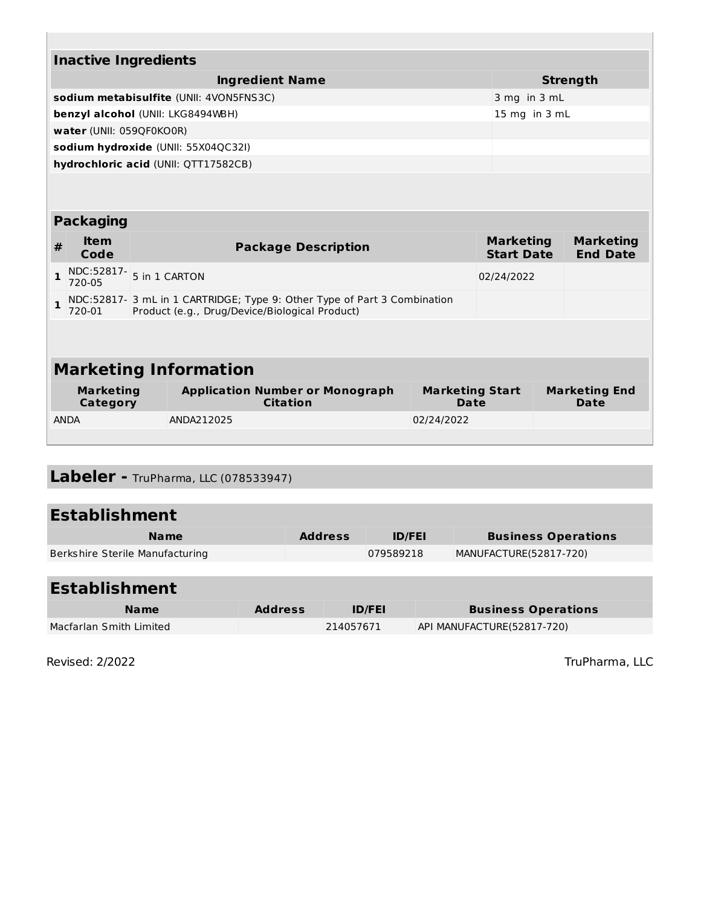| Inactive Ingredients | |
|---|---|
| **Ingredient Name** | **Strength** |
| **sodium metabisulfite** (UNII: 4VON5FNS3C) | 3 mg in 3 mL |
| **benzyl alcohol** (UNII: LKG8494WBH) | 15 mg in 3 mL |
| **water** (UNII: 059QF0KO0R) | |
| **sodium hydroxide** (UNII: 55X04QC32I) | |
| **hydrochloric acid** (UNII: QTT17582CB) | |

| Packaging | | | | |
|---|---|---|---|---|
| **#** | **Item Code** | **Package Description** | **Marketing Start Date** | **Marketing End Date** |
| 1 | NDC:52817-720-05 | 5 in 1 CARTON | 02/24/2022 | |
| 1 | NDC:52817-720-01 | 3 mL in 1 CARTRIDGE; Type 9: Other Type of Part 3 Combination Product (e.g., Drug/Device/Biological Product) | | |

| Marketing Information | | | |
|---|---|---|---|
| **Marketing Category** | **Application Number or Monograph Citation** | **Marketing Start Date** | **Marketing End Date** |
| ANDA | ANDA212025 | 02/24/2022 | |

## Labeler - TruPharma, LLC (078533947)

| Establishment | | | |
|---|---|---|---|
| **Name** | **Address** | **ID/FEI** | **Business Operations** |
| Berkshire Sterile Manufacturing | | 079589218 | MANUFACTURE(52817-720) |

| Establishment | | | |
|---|---|---|---|
| **Name** | **Address** | **ID/FEI** | **Business Operations** |
| Macfarlan Smith Limited | | 214057671 | API MANUFACTURE(52817-720) |

Revised: 2/2022

TruPharma, LLC